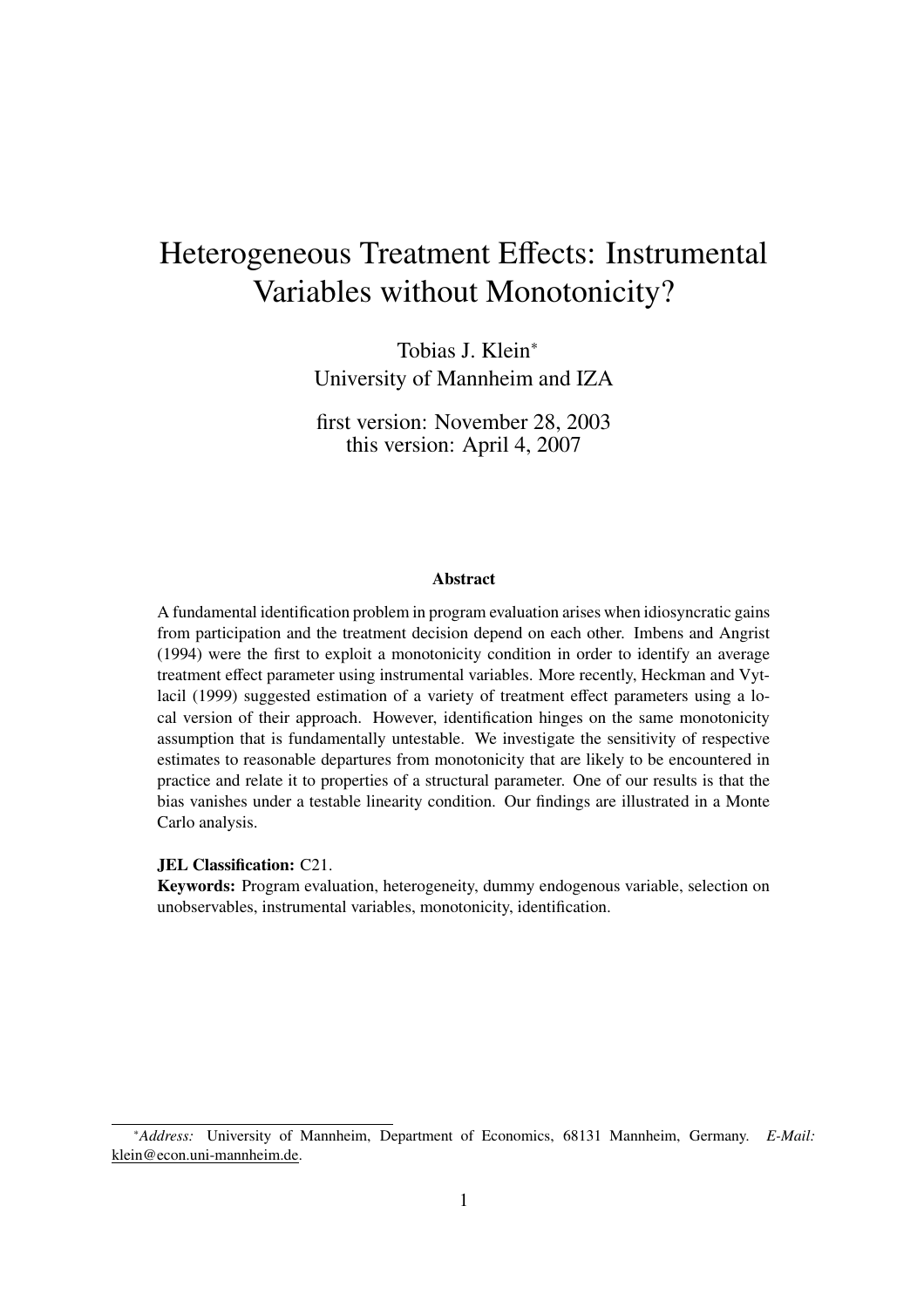# Heterogeneous Treatment Effects: Instrumental Variables without Monotonicity?

Tobias J. Klein[*]
University of Mannheim and IZA

first version: November 28, 2003
this version: April 4, 2007

### Abstract

A fundamental identification problem in program evaluation arises when idiosyncratic gains from participation and the treatment decision depend on each other. Imbens and Angrist (1994) were the first to exploit a monotonicity condition in order to identify an average treatment effect parameter using instrumental variables. More recently, Heckman and Vytlacil (1999) suggested estimation of a variety of treatment effect parameters using a local version of their approach. However, identification hinges on the same monotonicity assumption that is fundamentally untestable. We investigate the sensitivity of respective estimates to reasonable departures from monotonicity that are likely to be encountered in practice and relate it to properties of a structural parameter. One of our results is that the bias vanishes under a testable linearity condition. Our findings are illustrated in a Monte Carlo analysis.

**JEL Classification:** C21.
**Keywords:** Program evaluation, heterogeneity, dummy endogenous variable, selection on unobservables, instrumental variables, monotonicity, identification.

---

[*] *Address:* University of Mannheim, Department of Economics, 68131 Mannheim, Germany. *E-Mail:* klein@econ.uni-mannheim.de.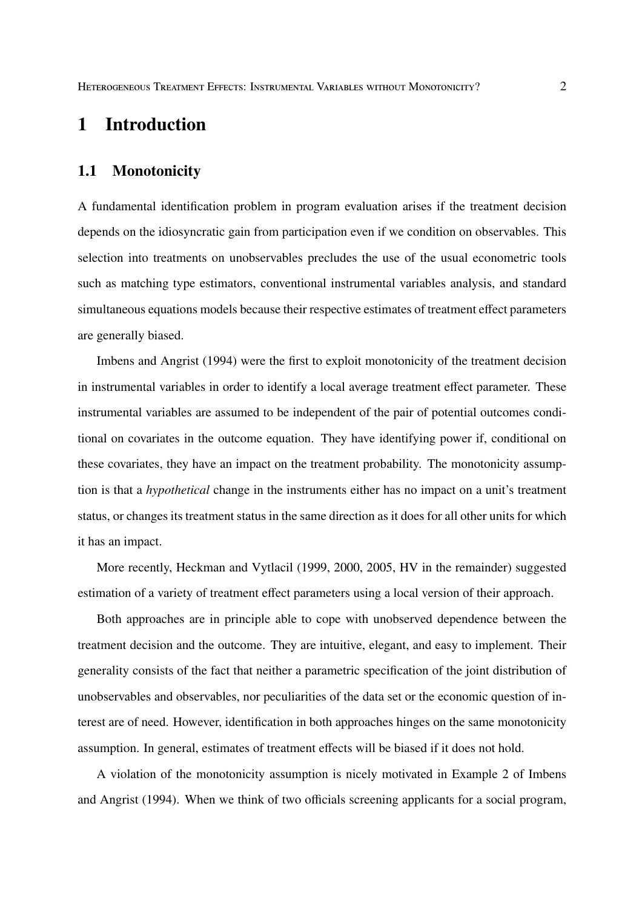# 1 Introduction

## 1.1 Monotonicity

A fundamental identification problem in program evaluation arises if the treatment decision depends on the idiosyncratic gain from participation even if we condition on observables. This selection into treatments on unobservables precludes the use of the usual econometric tools such as matching type estimators, conventional instrumental variables analysis, and standard simultaneous equations models because their respective estimates of treatment effect parameters are generally biased.

Imbens and Angrist (1994) were the first to exploit monotonicity of the treatment decision in instrumental variables in order to identify a local average treatment effect parameter. These instrumental variables are assumed to be independent of the pair of potential outcomes conditional on covariates in the outcome equation. They have identifying power if, conditional on these covariates, they have an impact on the treatment probability. The monotonicity assumption is that a *hypothetical* change in the instruments either has no impact on a unit's treatment status, or changes its treatment status in the same direction as it does for all other units for which it has an impact.

More recently, Heckman and Vytlacil (1999, 2000, 2005, HV in the remainder) suggested estimation of a variety of treatment effect parameters using a local version of their approach.

Both approaches are in principle able to cope with unobserved dependence between the treatment decision and the outcome. They are intuitive, elegant, and easy to implement. Their generality consists of the fact that neither a parametric specification of the joint distribution of unobservables and observables, nor peculiarities of the data set or the economic question of interest are of need. However, identification in both approaches hinges on the same monotonicity assumption. In general, estimates of treatment effects will be biased if it does not hold.

A violation of the monotonicity assumption is nicely motivated in Example 2 of Imbens and Angrist (1994). When we think of two officials screening applicants for a social program,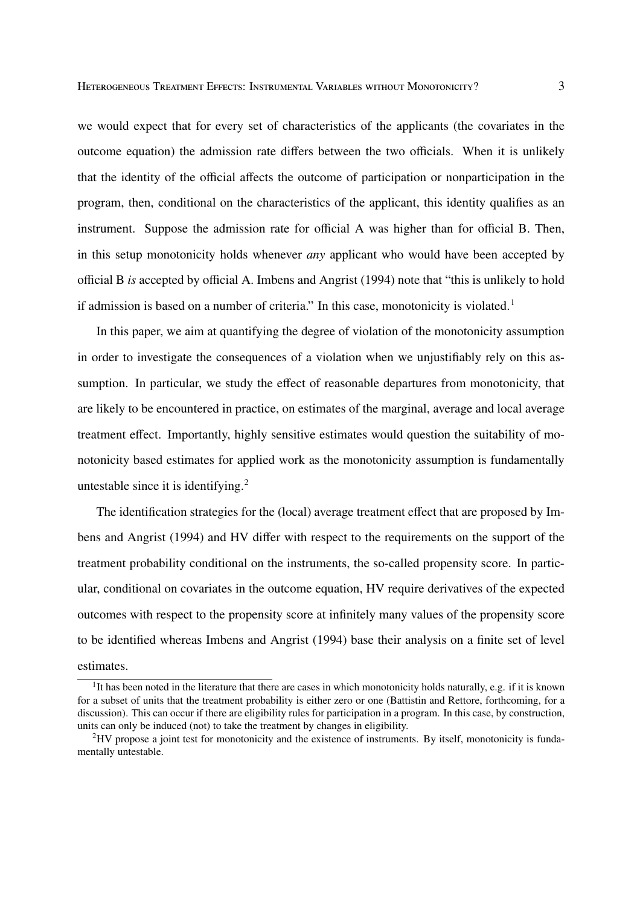we would expect that for every set of characteristics of the applicants (the covariates in the outcome equation) the admission rate differs between the two officials. When it is unlikely that the identity of the official affects the outcome of participation or nonparticipation in the program, then, conditional on the characteristics of the applicant, this identity qualifies as an instrument. Suppose the admission rate for official A was higher than for official B. Then, in this setup monotonicity holds whenever *any* applicant who would have been accepted by official B *is* accepted by official A. Imbens and Angrist (1994) note that "this is unlikely to hold if admission is based on a number of criteria." In this case, monotonicity is violated.[1]

In this paper, we aim at quantifying the degree of violation of the monotonicity assumption in order to investigate the consequences of a violation when we unjustifiably rely on this assumption. In particular, we study the effect of reasonable departures from monotonicity, that are likely to be encountered in practice, on estimates of the marginal, average and local average treatment effect. Importantly, highly sensitive estimates would question the suitability of monotonicity based estimates for applied work as the monotonicity assumption is fundamentally untestable since it is identifying.[2]

The identification strategies for the (local) average treatment effect that are proposed by Imbens and Angrist (1994) and HV differ with respect to the requirements on the support of the treatment probability conditional on the instruments, the so-called propensity score. In particular, conditional on covariates in the outcome equation, HV require derivatives of the expected outcomes with respect to the propensity score at infinitely many values of the propensity score to be identified whereas Imbens and Angrist (1994) base their analysis on a finite set of level estimates.

---

[1] It has been noted in the literature that there are cases in which monotonicity holds naturally, e.g. if it is known for a subset of units that the treatment probability is either zero or one (Battistin and Rettore, forthcoming, for a discussion). This can occur if there are eligibility rules for participation in a program. In this case, by construction, units can only be induced (not) to take the treatment by changes in eligibility.

[2] HV propose a joint test for monotonicity and the existence of instruments. By itself, monotonicity is fundamentally untestable.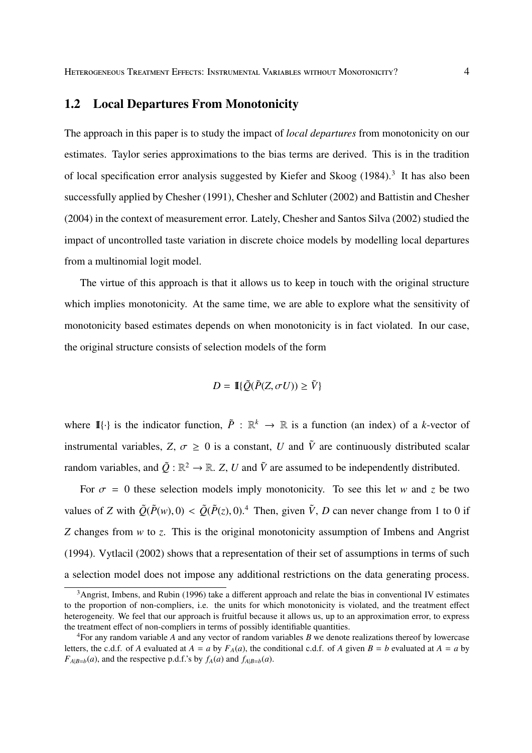## 1.2 Local Departures From Monotonicity

The approach in this paper is to study the impact of *local departures* from monotonicity on our estimates. Taylor series approximations to the bias terms are derived. This is in the tradition of local specification error analysis suggested by Kiefer and Skoog (1984).[3] It has also been successfully applied by Chesher (1991), Chesher and Schluter (2002) and Battistin and Chesher (2004) in the context of measurement error. Lately, Chesher and Santos Silva (2002) studied the impact of uncontrolled taste variation in discrete choice models by modelling local departures from a multinomial logit model.

The virtue of this approach is that it allows us to keep in touch with the original structure which implies monotonicity. At the same time, we are able to explore what the sensitivity of monotonicity based estimates depends on when monotonicity is in fact violated. In our case, the original structure consists of selection models of the form

$$D = \mathbb{1}\{\tilde{Q}(\tilde{P}(Z, \sigma U)) \geq \tilde{V}\}$$

where $\mathbb{1}\{\cdot\}$ is the indicator function, $\tilde{P} : \mathbb{R}^k \to \mathbb{R}$ is a function (an index) of a $k$-vector of instrumental variables, $Z$, $\sigma \geq 0$ is a constant, $U$ and $\tilde{V}$ are continuously distributed scalar random variables, and $\tilde{Q} : \mathbb{R}^2 \to \mathbb{R}$. $Z$, $U$ and $\tilde{V}$ are assumed to be independently distributed.

For $\sigma = 0$ these selection models imply monotonicity. To see this let $w$ and $z$ be two values of $Z$ with $\tilde{Q}(\tilde{P}(w), 0) < \tilde{Q}(\tilde{P}(z), 0)$.[4] Then, given $\tilde{V}$, $D$ can never change from 1 to 0 if $Z$ changes from $w$ to $z$. This is the original monotonicity assumption of Imbens and Angrist (1994). Vytlacil (2002) shows that a representation of their set of assumptions in terms of such a selection model does not impose any additional restrictions on the data generating process.

[3] Angrist, Imbens, and Rubin (1996) take a different approach and relate the bias in conventional IV estimates to the proportion of non-compliers, i.e. the units for which monotonicity is violated, and the treatment effect heterogeneity. We feel that our approach is fruitful because it allows us, up to an approximation error, to express the treatment effect of non-compliers in terms of possibly identifiable quantities.

[4] For any random variable $A$ and any vector of random variables $B$ we denote realizations thereof by lowercase letters, the c.d.f. of $A$ evaluated at $A = a$ by $F_A(a)$, the conditional c.d.f. of $A$ given $B = b$ evaluated at $A = a$ by $F_{A|B=b}(a)$, and the respective p.d.f.'s by $f_A(a)$ and $f_{A|B=b}(a)$.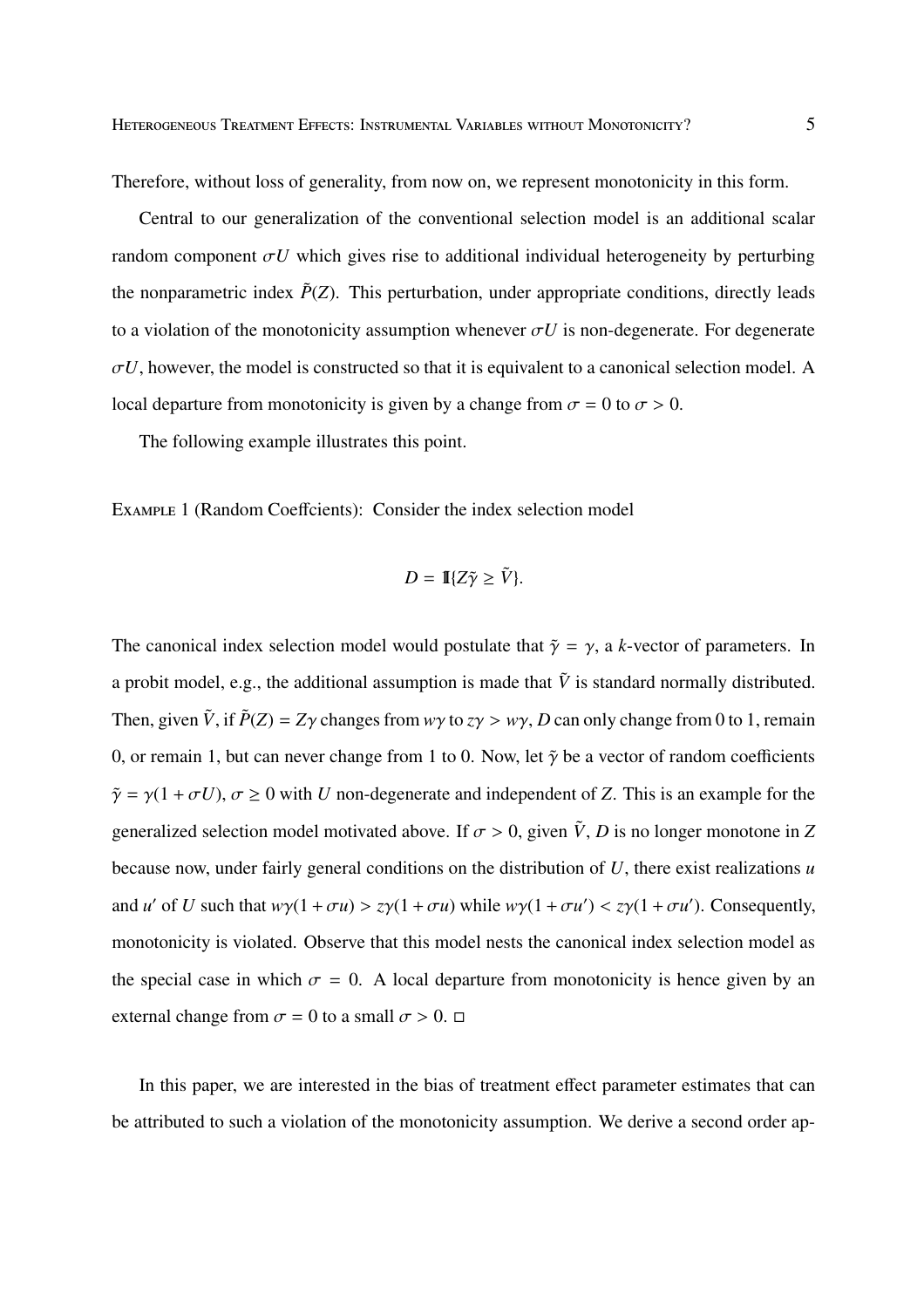Therefore, without loss of generality, from now on, we represent monotonicity in this form.

Central to our generalization of the conventional selection model is an additional scalar random component $\sigma U$ which gives rise to additional individual heterogeneity by perturbing the nonparametric index $\tilde{P}(Z)$. This perturbation, under appropriate conditions, directly leads to a violation of the monotonicity assumption whenever $\sigma U$ is non-degenerate. For degenerate $\sigma U$, however, the model is constructed so that it is equivalent to a canonical selection model. A local departure from monotonicity is given by a change from $\sigma = 0$ to $\sigma > 0$.

The following example illustrates this point.

Example 1 (Random Coeffcients): Consider the index selection model

$$D = \mathbb{1}\{Z\tilde{\gamma} \geq \tilde{V}\}.$$

The canonical index selection model would postulate that $\tilde{\gamma} = \gamma$, a $k$-vector of parameters. In a probit model, e.g., the additional assumption is made that $\tilde{V}$ is standard normally distributed. Then, given $\tilde{V}$, if $\tilde{P}(Z) = Z\gamma$ changes from $w\gamma$ to $z\gamma > w\gamma$, $D$ can only change from 0 to 1, remain 0, or remain 1, but can never change from 1 to 0. Now, let $\tilde{\gamma}$ be a vector of random coefficients $\tilde{\gamma} = \gamma(1 + \sigma U)$, $\sigma \geq 0$ with $U$ non-degenerate and independent of $Z$. This is an example for the generalized selection model motivated above. If $\sigma > 0$, given $\tilde{V}$, $D$ is no longer monotone in $Z$ because now, under fairly general conditions on the distribution of $U$, there exist realizations $u$ and $u'$ of $U$ such that $w\gamma(1 + \sigma u) > z\gamma(1 + \sigma u)$ while $w\gamma(1 + \sigma u') < z\gamma(1 + \sigma u')$. Consequently, monotonicity is violated. Observe that this model nests the canonical index selection model as the special case in which $\sigma = 0$. A local departure from monotonicity is hence given by an external change from $\sigma = 0$ to a small $\sigma > 0$. □

In this paper, we are interested in the bias of treatment effect parameter estimates that can be attributed to such a violation of the monotonicity assumption. We derive a second order ap-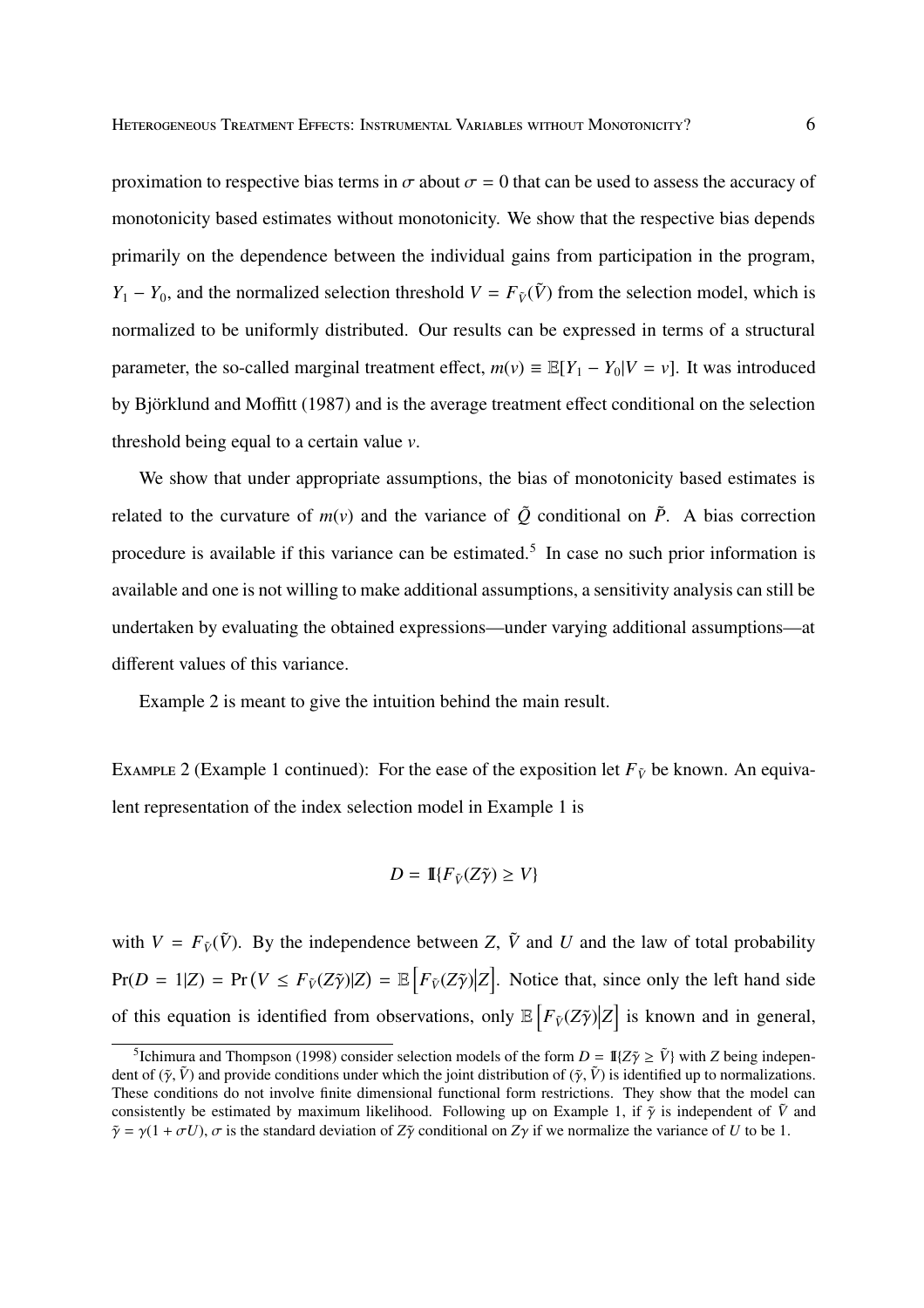proximation to respective bias terms in $\sigma$ about $\sigma = 0$ that can be used to assess the accuracy of monotonicity based estimates without monotonicity. We show that the respective bias depends primarily on the dependence between the individual gains from participation in the program, $Y_1 - Y_0$, and the normalized selection threshold $V = F_{\tilde{V}}(\tilde{V})$ from the selection model, which is normalized to be uniformly distributed. Our results can be expressed in terms of a structural parameter, the so-called marginal treatment effect, $m(v) \equiv \mathbb{E}[Y_1 - Y_0 | V = v]$. It was introduced by Björklund and Moffitt (1987) and is the average treatment effect conditional on the selection threshold being equal to a certain value $v$.

We show that under appropriate assumptions, the bias of monotonicity based estimates is related to the curvature of $m(v)$ and the variance of $\tilde{Q}$ conditional on $\tilde{P}$. A bias correction procedure is available if this variance can be estimated.[5] In case no such prior information is available and one is not willing to make additional assumptions, a sensitivity analysis can still be undertaken by evaluating the obtained expressions—under varying additional assumptions—at different values of this variance.

Example 2 is meant to give the intuition behind the main result.

Example 2 (Example 1 continued): For the ease of the exposition let $F_{\tilde{V}}$ be known. An equivalent representation of the index selection model in Example 1 is

$$D = \mathbb{I}\{F_{\tilde{V}}(Z\tilde{\gamma}) \geq V\}$$

with $V = F_{\tilde{V}}(\tilde{V})$. By the independence between $Z$, $\tilde{V}$ and $U$ and the law of total probability $\Pr(D = 1|Z) = \Pr\left(V \leq F_{\tilde{V}}(Z\tilde{\gamma})|Z\right) = \mathbb{E}\left[F_{\tilde{V}}(Z\tilde{\gamma})\middle|Z\right]$. Notice that, since only the left hand side of this equation is identified from observations, only $\mathbb{E}\left[F_{\tilde{V}}(Z\tilde{\gamma})\middle|Z\right]$ is known and in general,

[5] Ichimura and Thompson (1998) consider selection models of the form $D = \mathbb{I}\{Z\tilde{\gamma} \geq \tilde{V}\}$ with $Z$ being independent of $(\tilde{\gamma}, \tilde{V})$ and provide conditions under which the joint distribution of $(\tilde{\gamma}, \tilde{V})$ is identified up to normalizations. These conditions do not involve finite dimensional functional form restrictions. They show that the model can consistently be estimated by maximum likelihood. Following up on Example 1, if $\tilde{\gamma}$ is independent of $\tilde{V}$ and $\tilde{\gamma} = \gamma(1 + \sigma U)$, $\sigma$ is the standard deviation of $Z\tilde{\gamma}$ conditional on $Z\gamma$ if we normalize the variance of $U$ to be 1.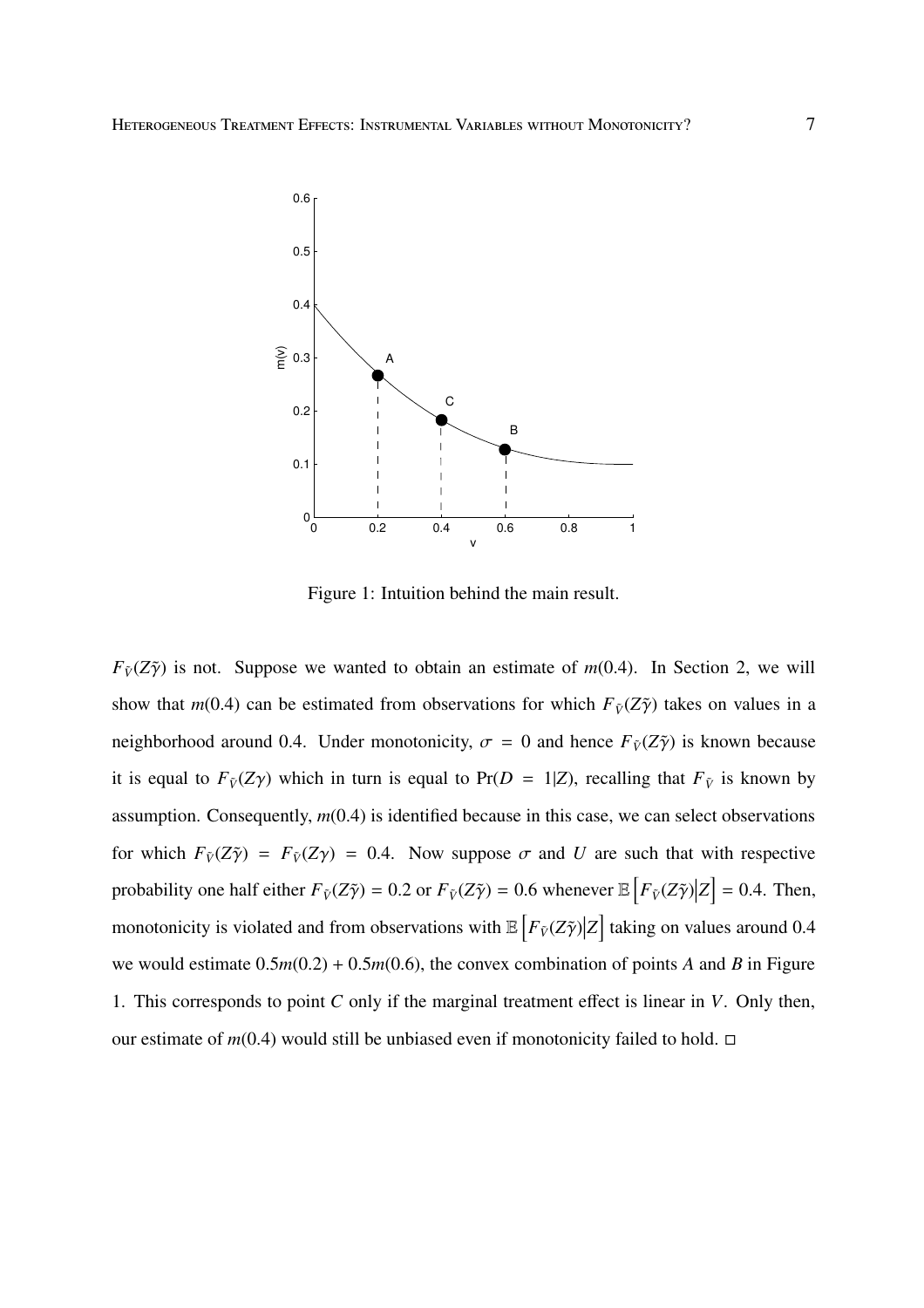Figure 1: Intuition behind the main result.

$F_{\tilde{V}}(Z\tilde{\gamma})$ is not. Suppose we wanted to obtain an estimate of $m(0.4)$. In Section 2, we will show that $m(0.4)$ can be estimated from observations for which $F_{\tilde{V}}(Z\tilde{\gamma})$ takes on values in a neighborhood around 0.4. Under monotonicity, $\sigma = 0$ and hence $F_{\tilde{V}}(Z\tilde{\gamma})$ is known because it is equal to $F_{\tilde{V}}(Z\gamma)$ which in turn is equal to $\Pr(D = 1|Z)$, recalling that $F_{\tilde{V}}$ is known by assumption. Consequently, $m(0.4)$ is identified because in this case, we can select observations for which $F_{\tilde{V}}(Z\tilde{\gamma}) = F_{\tilde{V}}(Z\gamma) = 0.4$. Now suppose $\sigma$ and $U$ are such that with respective probability one half either $F_{\tilde{V}}(Z\tilde{\gamma}) = 0.2$ or $F_{\tilde{V}}(Z\tilde{\gamma}) = 0.6$ whenever $\mathbb{E}\left[F_{\tilde{V}}(Z\tilde{\gamma})\middle|Z\right] = 0.4$. Then, monotonicity is violated and from observations with $\mathbb{E}\left[F_{\tilde{V}}(Z\tilde{\gamma})\middle|Z\right]$ taking on values around 0.4 we would estimate $0.5m(0.2) + 0.5m(0.6)$, the convex combination of points $A$ and $B$ in Figure 1. This corresponds to point $C$ only if the marginal treatment effect is linear in $V$. Only then, our estimate of $m(0.4)$ would still be unbiased even if monotonicity failed to hold. □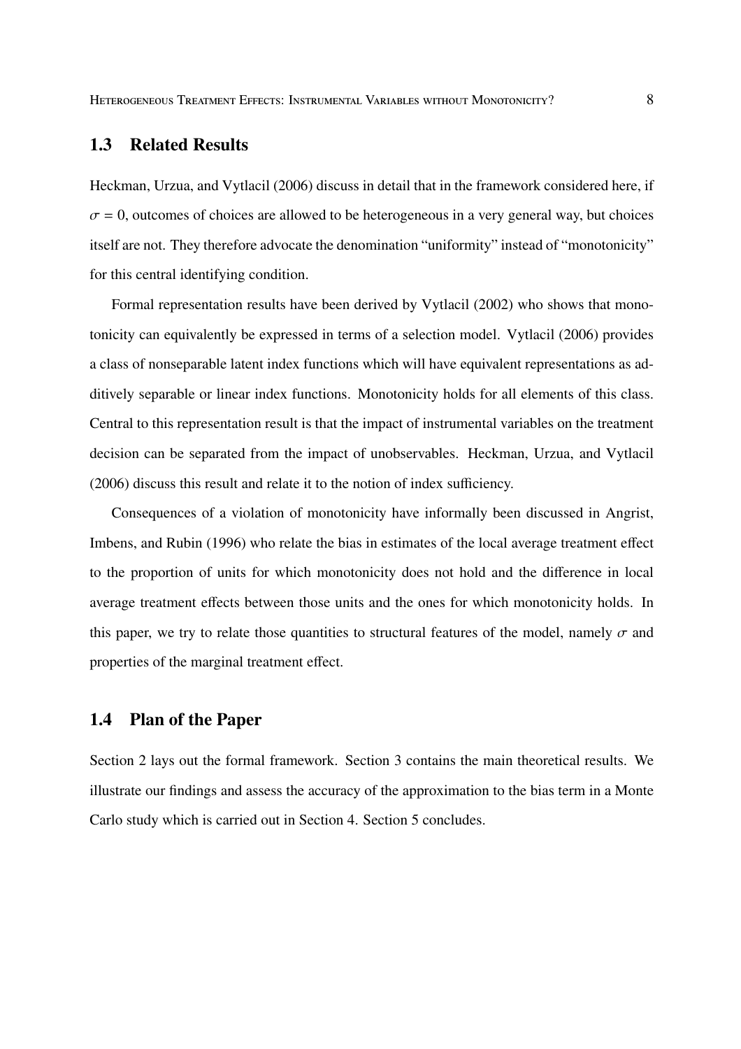## 1.3 Related Results

Heckman, Urzua, and Vytlacil (2006) discuss in detail that in the framework considered here, if $\sigma = 0$, outcomes of choices are allowed to be heterogeneous in a very general way, but choices itself are not. They therefore advocate the denomination "uniformity" instead of "monotonicity" for this central identifying condition.

Formal representation results have been derived by Vytlacil (2002) who shows that monotonicity can equivalently be expressed in terms of a selection model. Vytlacil (2006) provides a class of nonseparable latent index functions which will have equivalent representations as additively separable or linear index functions. Monotonicity holds for all elements of this class. Central to this representation result is that the impact of instrumental variables on the treatment decision can be separated from the impact of unobservables. Heckman, Urzua, and Vytlacil (2006) discuss this result and relate it to the notion of index sufficiency.

Consequences of a violation of monotonicity have informally been discussed in Angrist, Imbens, and Rubin (1996) who relate the bias in estimates of the local average treatment effect to the proportion of units for which monotonicity does not hold and the difference in local average treatment effects between those units and the ones for which monotonicity holds. In this paper, we try to relate those quantities to structural features of the model, namely $\sigma$ and properties of the marginal treatment effect.

## 1.4 Plan of the Paper

Section 2 lays out the formal framework. Section 3 contains the main theoretical results. We illustrate our findings and assess the accuracy of the approximation to the bias term in a Monte Carlo study which is carried out in Section 4. Section 5 concludes.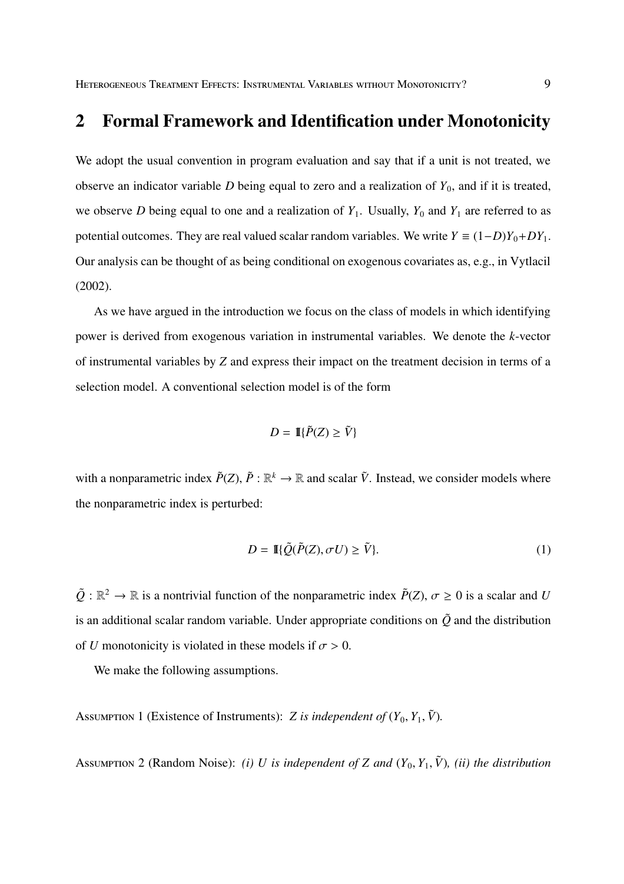## 2 Formal Framework and Identification under Monotonicity

We adopt the usual convention in program evaluation and say that if a unit is not treated, we observe an indicator variable $D$ being equal to zero and a realization of $Y_0$, and if it is treated, we observe $D$ being equal to one and a realization of $Y_1$. Usually, $Y_0$ and $Y_1$ are referred to as potential outcomes. They are real valued scalar random variables. We write $Y \equiv (1-D)Y_0+DY_1$. Our analysis can be thought of as being conditional on exogenous covariates as, e.g., in Vytlacil (2002).

As we have argued in the introduction we focus on the class of models in which identifying power is derived from exogenous variation in instrumental variables. We denote the $k$-vector of instrumental variables by $Z$ and express their impact on the treatment decision in terms of a selection model. A conventional selection model is of the form

$$D = \mathbb{1}\{\tilde{P}(Z) \geq \tilde{V}\}$$

with a nonparametric index $\tilde{P}(Z)$, $\tilde{P} : \mathbb{R}^k \to \mathbb{R}$ and scalar $\tilde{V}$. Instead, we consider models where the nonparametric index is perturbed:

$$D = \mathbb{1}\{\tilde{Q}(\tilde{P}(Z), \sigma U) \geq \tilde{V}\}. \tag{1}$$

$\tilde{Q} : \mathbb{R}^2 \to \mathbb{R}$ is a nontrivial function of the nonparametric index $\tilde{P}(Z)$, $\sigma \geq 0$ is a scalar and $U$ is an additional scalar random variable. Under appropriate conditions on $\tilde{Q}$ and the distribution of $U$ monotonicity is violated in these models if $\sigma > 0$.

We make the following assumptions.

Assumption 1 (Existence of Instruments): *$Z$ is independent of $(Y_0, Y_1, \tilde{V})$.*

Assumption 2 (Random Noise): *(i) $U$ is independent of $Z$ and $(Y_0, Y_1, \tilde{V})$, (ii) the distribution*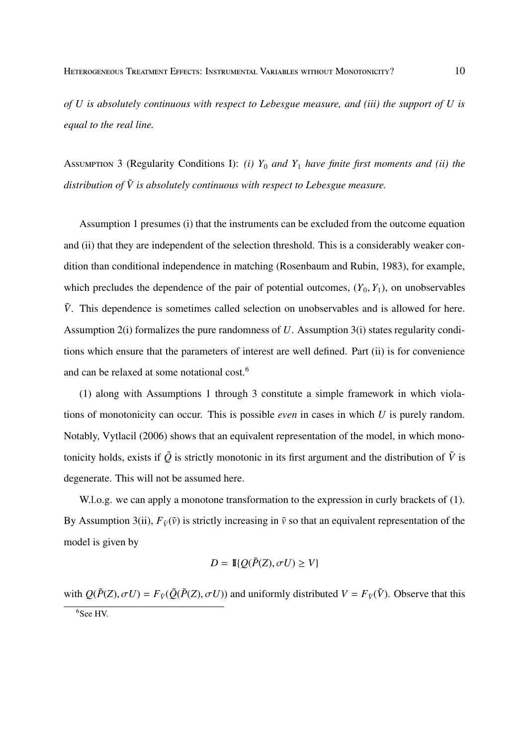*of $U$ is absolutely continuous with respect to Lebesgue measure, and (iii) the support of $U$ is equal to the real line.*

Assumption 3 (Regularity Conditions I): *(i) $Y_0$ and $Y_1$ have finite first moments and (ii) the distribution of $\tilde{V}$ is absolutely continuous with respect to Lebesgue measure.*

Assumption 1 presumes (i) that the instruments can be excluded from the outcome equation and (ii) that they are independent of the selection threshold. This is a considerably weaker condition than conditional independence in matching (Rosenbaum and Rubin, 1983), for example, which precludes the dependence of the pair of potential outcomes, $(Y_0, Y_1)$, on unobservables $\tilde{V}$. This dependence is sometimes called selection on unobservables and is allowed for here. Assumption 2(i) formalizes the pure randomness of $U$. Assumption 3(i) states regularity conditions which ensure that the parameters of interest are well defined. Part (ii) is for convenience and can be relaxed at some notational cost.[6]

(1) along with Assumptions 1 through 3 constitute a simple framework in which violations of monotonicity can occur. This is possible *even* in cases in which $U$ is purely random. Notably, Vytlacil (2006) shows that an equivalent representation of the model, in which monotonicity holds, exists if $\tilde{Q}$ is strictly monotonic in its first argument and the distribution of $\tilde{V}$ is degenerate. This will not be assumed here.

W.l.o.g. we can apply a monotone transformation to the expression in curly brackets of (1). By Assumption 3(ii), $F_{\tilde{V}}(\tilde{v})$ is strictly increasing in $\tilde{v}$ so that an equivalent representation of the model is given by

$$D = \mathbb{1}\{Q(\tilde{P}(Z), \sigma U) \geq V\}$$

with $Q(\tilde{P}(Z), \sigma U) = F_{\tilde{V}}(\tilde{Q}(\tilde{P}(Z), \sigma U))$ and uniformly distributed $V = F_{\tilde{V}}(\tilde{V})$. Observe that this

[6] See HV.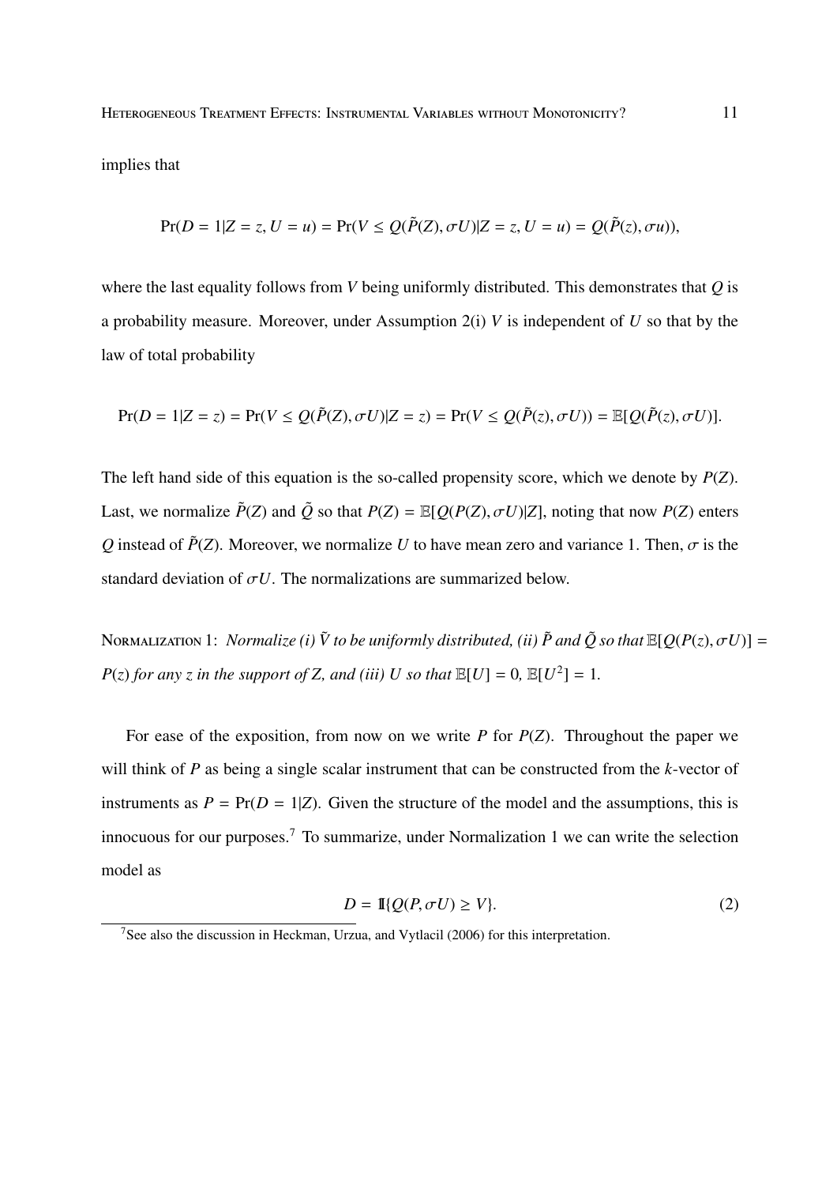implies that

$$\Pr(D = 1|Z = z, U = u) = \Pr(V \leq Q(\tilde{P}(Z), \sigma U)|Z = z, U = u) = Q(\tilde{P}(z), \sigma u)),$$

where the last equality follows from $V$ being uniformly distributed. This demonstrates that $Q$ is a probability measure. Moreover, under Assumption 2(i) $V$ is independent of $U$ so that by the law of total probability

$$\Pr(D = 1|Z = z) = \Pr(V \leq Q(\tilde{P}(Z), \sigma U)|Z = z) = \Pr(V \leq Q(\tilde{P}(z), \sigma U)) = \mathbb{E}[Q(\tilde{P}(z), \sigma U)].$$

The left hand side of this equation is the so-called propensity score, which we denote by $P(Z)$. Last, we normalize $\tilde{P}(Z)$ and $\tilde{Q}$ so that $P(Z) = \mathbb{E}[Q(P(Z), \sigma U)|Z]$, noting that now $P(Z)$ enters $Q$ instead of $\tilde{P}(Z)$. Moreover, we normalize $U$ to have mean zero and variance 1. Then, $\sigma$ is the standard deviation of $\sigma U$. The normalizations are summarized below.

Normalization 1: *Normalize (i) $\tilde{V}$ to be uniformly distributed, (ii) $\tilde{P}$ and $\tilde{Q}$ so that $\mathbb{E}[Q(P(z), \sigma U)] = P(z)$ for any $z$ in the support of $Z$, and (iii) $U$ so that $\mathbb{E}[U] = 0$, $\mathbb{E}[U^2] = 1$.*

For ease of the exposition, from now on we write $P$ for $P(Z)$. Throughout the paper we will think of $P$ as being a single scalar instrument that can be constructed from the $k$-vector of instruments as $P = \Pr(D = 1|Z)$. Given the structure of the model and the assumptions, this is innocuous for our purposes.[7] To summarize, under Normalization 1 we can write the selection model as

$$D = \mathbb{1}\{Q(P, \sigma U) \geq V\}. \tag{2}$$

[7] See also the discussion in Heckman, Urzua, and Vytlacil (2006) for this interpretation.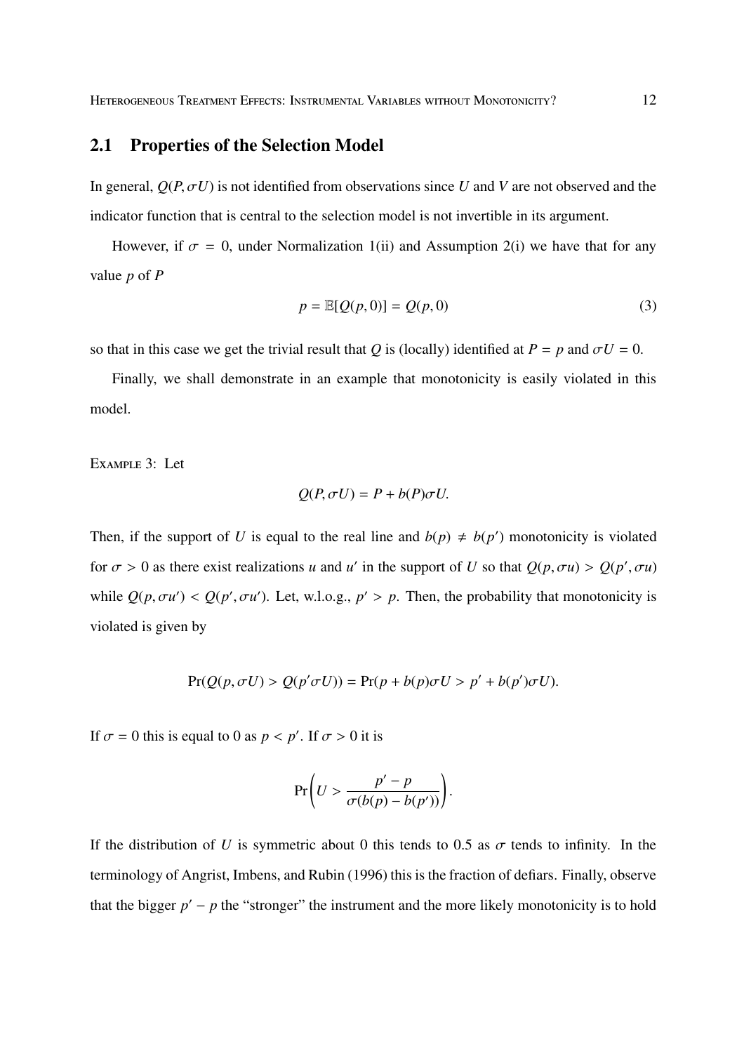## 2.1 Properties of the Selection Model

In general, $Q(P, \sigma U)$ is not identified from observations since $U$ and $V$ are not observed and the indicator function that is central to the selection model is not invertible in its argument.

However, if $\sigma = 0$, under Normalization 1(ii) and Assumption 2(i) we have that for any value $p$ of $P$

$$p = \mathbb{E}[Q(p, 0)] = Q(p, 0) \tag{3}$$

so that in this case we get the trivial result that $Q$ is (locally) identified at $P = p$ and $\sigma U = 0$.

Finally, we shall demonstrate in an example that monotonicity is easily violated in this model.

Example 3: Let

$$Q(P, \sigma U) = P + b(P)\sigma U.$$

Then, if the support of $U$ is equal to the real line and $b(p) \neq b(p')$ monotonicity is violated for $\sigma > 0$ as there exist realizations $u$ and $u'$ in the support of $U$ so that $Q(p, \sigma u) > Q(p', \sigma u)$ while $Q(p, \sigma u') < Q(p', \sigma u')$. Let, w.l.o.g., $p' > p$. Then, the probability that monotonicity is violated is given by

$$\Pr(Q(p, \sigma U) > Q(p' \sigma U)) = \Pr(p + b(p)\sigma U > p' + b(p')\sigma U).$$

If $\sigma = 0$ this is equal to 0 as $p < p'$. If $\sigma > 0$ it is

$$\Pr\left(U > \frac{p' - p}{\sigma(b(p) - b(p'))}\right).$$

If the distribution of $U$ is symmetric about 0 this tends to 0.5 as $\sigma$ tends to infinity. In the terminology of Angrist, Imbens, and Rubin (1996) this is the fraction of defiars. Finally, observe that the bigger $p' - p$ the "stronger" the instrument and the more likely monotonicity is to hold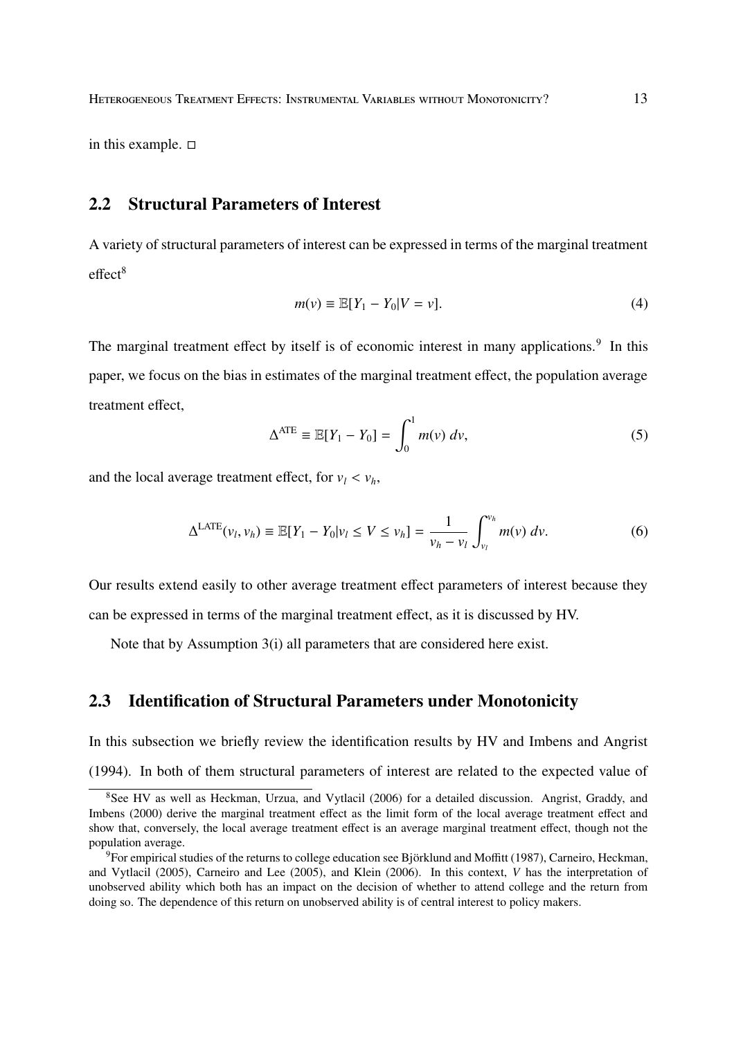in this example. □

## 2.2 Structural Parameters of Interest

A variety of structural parameters of interest can be expressed in terms of the marginal treatment effect[8]

$$m(v) \equiv \mathbb{E}[Y_1 - Y_0 | V = v]. \tag{4}$$

The marginal treatment effect by itself is of economic interest in many applications.[9] In this paper, we focus on the bias in estimates of the marginal treatment effect, the population average treatment effect,

$$\Delta^{\text{ATE}} \equiv \mathbb{E}[Y_1 - Y_0] = \int_0^1 m(v)\, dv, \tag{5}$$

and the local average treatment effect, for $v_l < v_h$,

$$\Delta^{\text{LATE}}(v_l, v_h) \equiv \mathbb{E}[Y_1 - Y_0 | v_l \leq V \leq v_h] = \frac{1}{v_h - v_l} \int_{v_l}^{v_h} m(v)\, dv. \tag{6}$$

Our results extend easily to other average treatment effect parameters of interest because they can be expressed in terms of the marginal treatment effect, as it is discussed by HV.

Note that by Assumption 3(i) all parameters that are considered here exist.

## 2.3 Identification of Structural Parameters under Monotonicity

In this subsection we briefly review the identification results by HV and Imbens and Angrist (1994). In both of them structural parameters of interest are related to the expected value of

[8] See HV as well as Heckman, Urzua, and Vytlacil (2006) for a detailed discussion. Angrist, Graddy, and Imbens (2000) derive the marginal treatment effect as the limit form of the local average treatment effect and show that, conversely, the local average treatment effect is an average marginal treatment effect, though not the population average.

[9] For empirical studies of the returns to college education see Björklund and Moffitt (1987), Carneiro, Heckman, and Vytlacil (2005), Carneiro and Lee (2005), and Klein (2006). In this context, $V$ has the interpretation of unobserved ability which both has an impact on the decision of whether to attend college and the return from doing so. The dependence of this return on unobserved ability is of central interest to policy makers.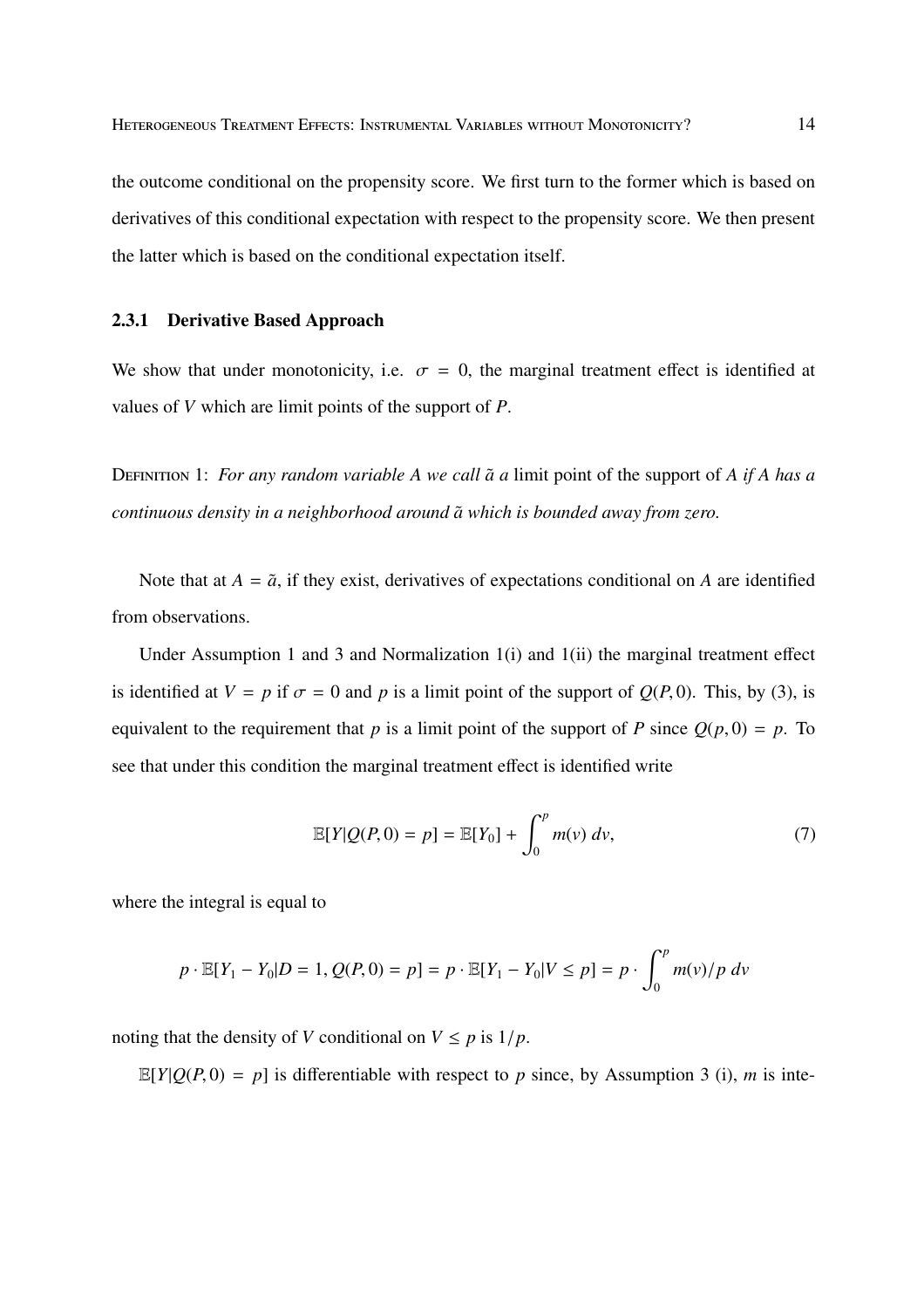the outcome conditional on the propensity score. We first turn to the former which is based on derivatives of this conditional expectation with respect to the propensity score. We then present the latter which is based on the conditional expectation itself.

### 2.3.1 Derivative Based Approach

We show that under monotonicity, i.e. $\sigma = 0$, the marginal treatment effect is identified at values of $V$ which are limit points of the support of $P$.

Definition 1: *For any random variable $A$ we call $\tilde{a}$ a* limit point of the support of *$A$ if $A$ has a continuous density in a neighborhood around $\tilde{a}$ which is bounded away from zero.*

Note that at $A = \tilde{a}$, if they exist, derivatives of expectations conditional on $A$ are identified from observations.

Under Assumption 1 and 3 and Normalization 1(i) and 1(ii) the marginal treatment effect is identified at $V = p$ if $\sigma = 0$ and $p$ is a limit point of the support of $Q(P, 0)$. This, by (3), is equivalent to the requirement that $p$ is a limit point of the support of $P$ since $Q(p, 0) = p$. To see that under this condition the marginal treatment effect is identified write

$$\mathbb{E}[Y|Q(P, 0) = p] = \mathbb{E}[Y_0] + \int_0^p m(v)\, dv, \tag{7}$$

where the integral is equal to

$$p \cdot \mathbb{E}[Y_1 - Y_0|D = 1, Q(P, 0) = p] = p \cdot \mathbb{E}[Y_1 - Y_0|V \leq p] = p \cdot \int_0^p m(v)/p\, dv$$

noting that the density of $V$ conditional on $V \leq p$ is $1/p$.

$\mathbb{E}[Y|Q(P, 0) = p]$ is differentiable with respect to $p$ since, by Assumption 3 (i), $m$ is inte-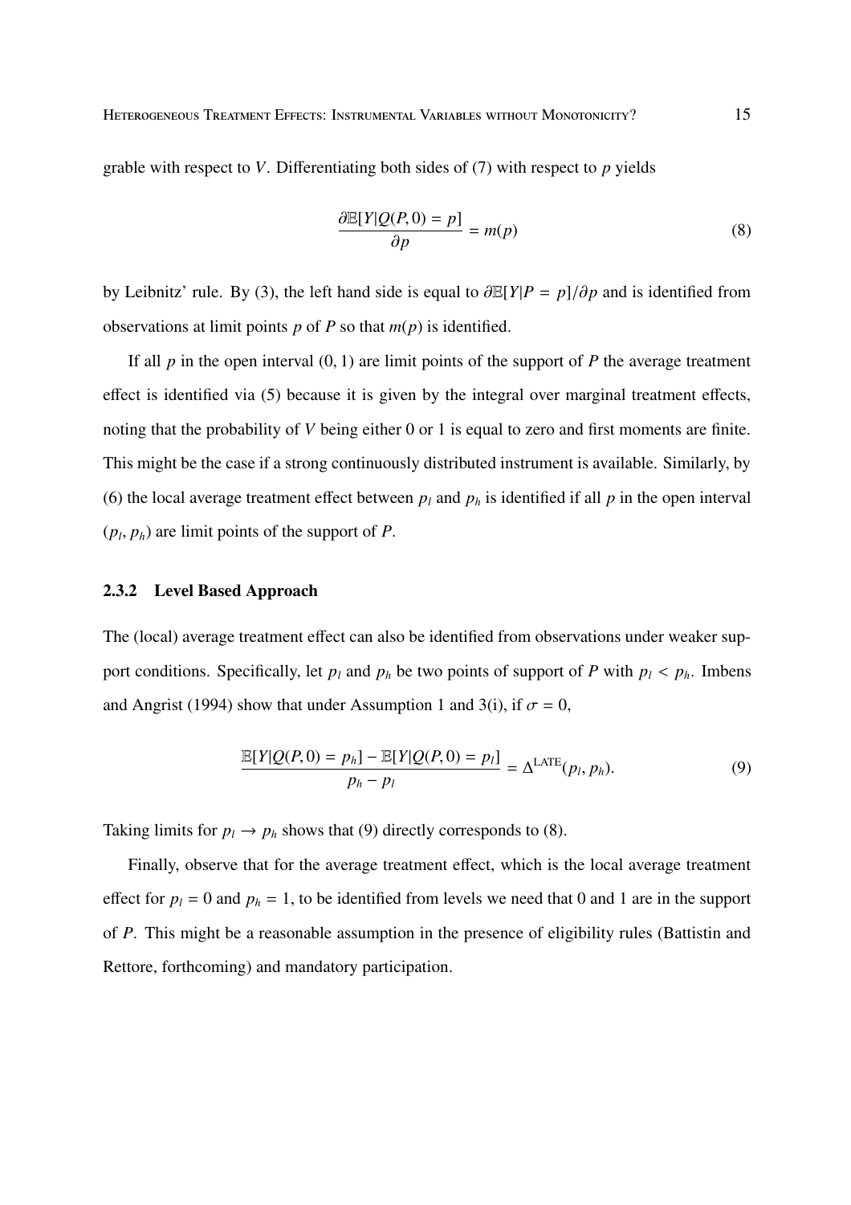grable with respect to $V$. Differentiating both sides of (7) with respect to $p$ yields

$$\frac{\partial \mathbb{E}[Y|Q(P,0) = p]}{\partial p} = m(p) \tag{8}$$

by Leibnitz' rule. By (3), the left hand side is equal to $\partial \mathbb{E}[Y|P = p]/\partial p$ and is identified from observations at limit points $p$ of $P$ so that $m(p)$ is identified.

If all $p$ in the open interval $(0, 1)$ are limit points of the support of $P$ the average treatment effect is identified via (5) because it is given by the integral over marginal treatment effects, noting that the probability of $V$ being either 0 or 1 is equal to zero and first moments are finite. This might be the case if a strong continuously distributed instrument is available. Similarly, by (6) the local average treatment effect between $p_l$ and $p_h$ is identified if all $p$ in the open interval $(p_l, p_h)$ are limit points of the support of $P$.

### 2.3.2 Level Based Approach

The (local) average treatment effect can also be identified from observations under weaker support conditions. Specifically, let $p_l$ and $p_h$ be two points of support of $P$ with $p_l < p_h$. Imbens and Angrist (1994) show that under Assumption 1 and 3(i), if $\sigma = 0$,

$$\frac{\mathbb{E}[Y|Q(P,0) = p_h] - \mathbb{E}[Y|Q(P,0) = p_l]}{p_h - p_l} = \Delta^{\text{LATE}}(p_l, p_h). \tag{9}$$

Taking limits for $p_l \to p_h$ shows that (9) directly corresponds to (8).

Finally, observe that for the average treatment effect, which is the local average treatment effect for $p_l = 0$ and $p_h = 1$, to be identified from levels we need that 0 and 1 are in the support of $P$. This might be a reasonable assumption in the presence of eligibility rules (Battistin and Rettore, forthcoming) and mandatory participation.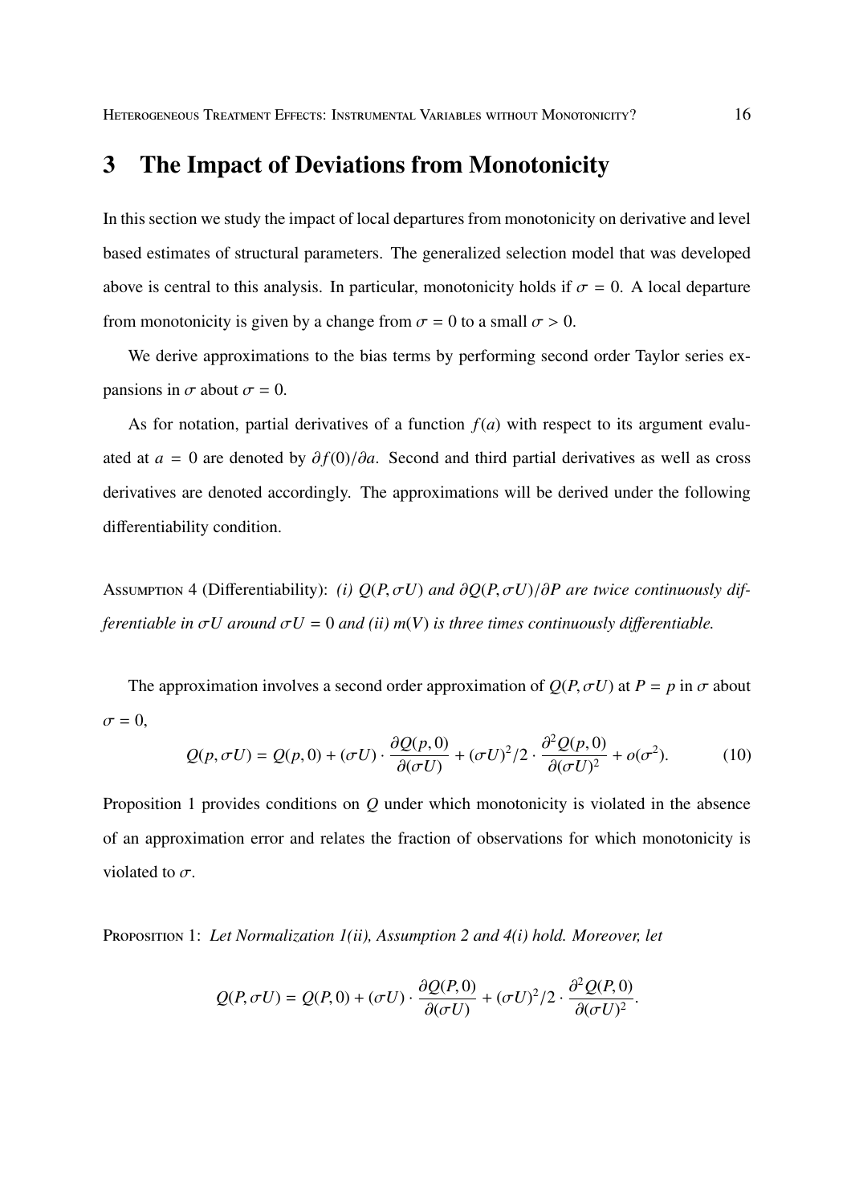# 3 The Impact of Deviations from Monotonicity

In this section we study the impact of local departures from monotonicity on derivative and level based estimates of structural parameters. The generalized selection model that was developed above is central to this analysis. In particular, monotonicity holds if $\sigma = 0$. A local departure from monotonicity is given by a change from $\sigma = 0$ to a small $\sigma > 0$.

We derive approximations to the bias terms by performing second order Taylor series expansions in $\sigma$ about $\sigma = 0$.

As for notation, partial derivatives of a function $f(a)$ with respect to its argument evaluated at $a = 0$ are denoted by $\partial f(0)/\partial a$. Second and third partial derivatives as well as cross derivatives are denoted accordingly. The approximations will be derived under the following differentiability condition.

Assumption 4 (Differentiability): *(i) $Q(P, \sigma U)$ and $\partial Q(P, \sigma U)/\partial P$ are twice continuously differentiable in $\sigma U$ around $\sigma U = 0$ and (ii) $m(V)$ is three times continuously differentiable.*

The approximation involves a second order approximation of $Q(P, \sigma U)$ at $P = p$ in $\sigma$ about $\sigma = 0$,

$$Q(p, \sigma U) = Q(p, 0) + (\sigma U) \cdot \frac{\partial Q(p, 0)}{\partial(\sigma U)} + (\sigma U)^2/2 \cdot \frac{\partial^2 Q(p, 0)}{\partial(\sigma U)^2} + o(\sigma^2). \tag{10}$$

Proposition 1 provides conditions on $Q$ under which monotonicity is violated in the absence of an approximation error and relates the fraction of observations for which monotonicity is violated to $\sigma$.

Proposition 1: *Let Normalization 1(ii), Assumption 2 and 4(i) hold. Moreover, let*

$$Q(P, \sigma U) = Q(P, 0) + (\sigma U) \cdot \frac{\partial Q(P, 0)}{\partial(\sigma U)} + (\sigma U)^2/2 \cdot \frac{\partial^2 Q(P, 0)}{\partial(\sigma U)^2}.$$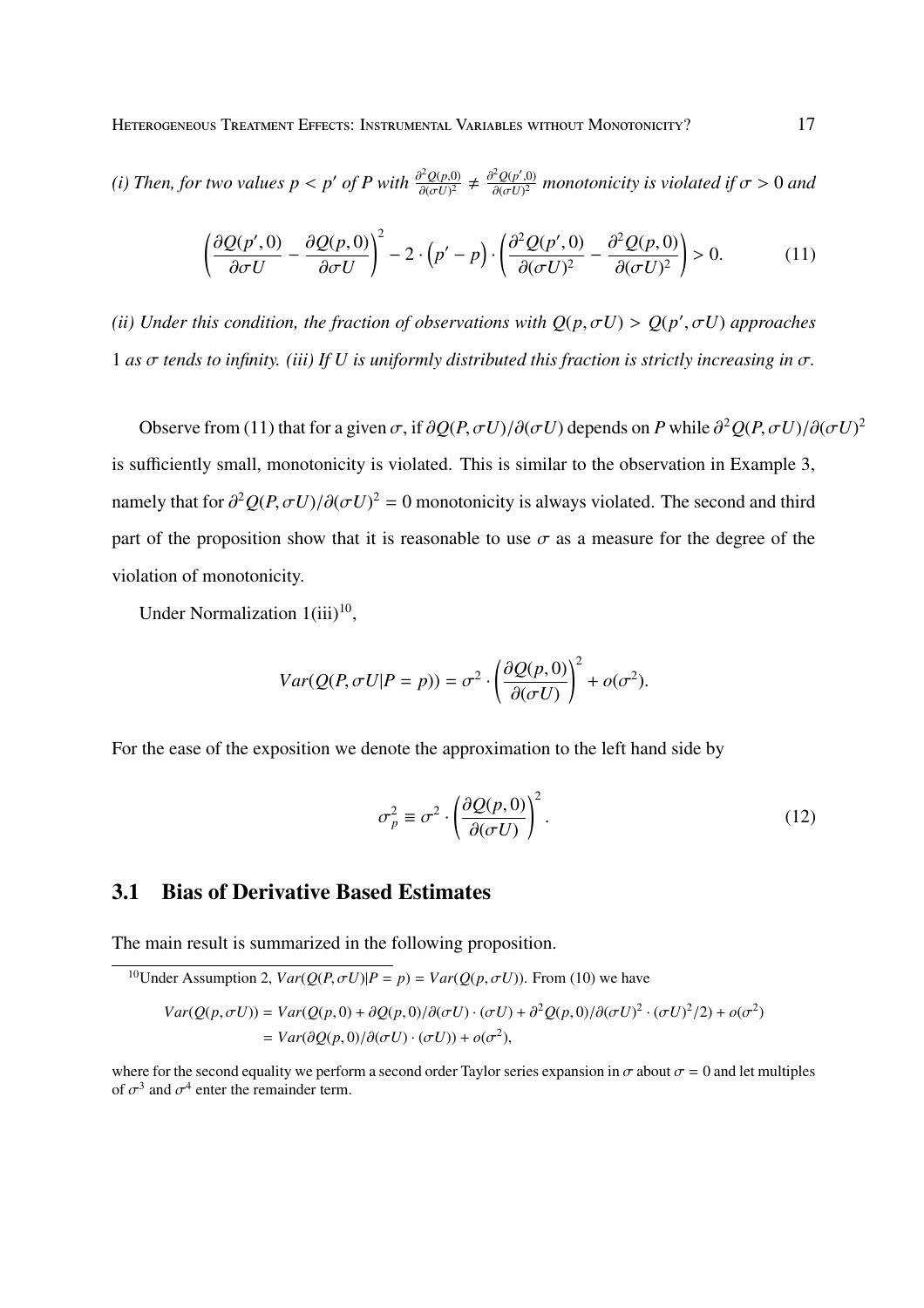*(i) Then, for two values $p < p'$ of $P$ with $\frac{\partial^2 Q(p,0)}{\partial(\sigma U)^2} \neq \frac{\partial^2 Q(p',0)}{\partial(\sigma U)^2}$ monotonicity is violated if $\sigma > 0$ and*

$$\left(\frac{\partial Q(p',0)}{\partial \sigma U} - \frac{\partial Q(p,0)}{\partial \sigma U}\right)^2 - 2 \cdot \left(p' - p\right) \cdot \left(\frac{\partial^2 Q(p',0)}{\partial(\sigma U)^2} - \frac{\partial^2 Q(p,0)}{\partial(\sigma U)^2}\right) > 0. \tag{11}$$

*(ii) Under this condition, the fraction of observations with $Q(p, \sigma U) > Q(p', \sigma U)$ approaches 1 as $\sigma$ tends to infinity. (iii) If $U$ is uniformly distributed this fraction is strictly increasing in $\sigma$.*

Observe from (11) that for a given $\sigma$, if $\partial Q(P, \sigma U)/\partial(\sigma U)$ depends on $P$ while $\partial^2 Q(P, \sigma U)/\partial(\sigma U)^2$ is sufficiently small, monotonicity is violated. This is similar to the observation in Example 3, namely that for $\partial^2 Q(P, \sigma U)/\partial(\sigma U)^2 = 0$ monotonicity is always violated. The second and third part of the proposition show that it is reasonable to use $\sigma$ as a measure for the degree of the violation of monotonicity.

Under Normalization 1(iii)[10],

$$Var(Q(P, \sigma U|P = p)) = \sigma^2 \cdot \left(\frac{\partial Q(p,0)}{\partial(\sigma U)}\right)^2 + o(\sigma^2).$$

For the ease of the exposition we denote the approximation to the left hand side by

$$\sigma_p^2 \equiv \sigma^2 \cdot \left(\frac{\partial Q(p,0)}{\partial(\sigma U)}\right)^2. \tag{12}$$

## 3.1 Bias of Derivative Based Estimates

The main result is summarized in the following proposition.

---

[10]Under Assumption 2, $Var(Q(P, \sigma U)|P = p) = Var(Q(p, \sigma U))$. From (10) we have

$$\begin{aligned} Var(Q(p, \sigma U)) &= Var(Q(p, 0) + \partial Q(p, 0)/\partial(\sigma U) \cdot (\sigma U) + \partial^2 Q(p, 0)/\partial(\sigma U)^2 \cdot (\sigma U)^2/2) + o(\sigma^2) \\ &= Var(\partial Q(p, 0)/\partial(\sigma U) \cdot (\sigma U)) + o(\sigma^2), \end{aligned}$$

where for the second equality we perform a second order Taylor series expansion in $\sigma$ about $\sigma = 0$ and let multiples of $\sigma^3$ and $\sigma^4$ enter the remainder term.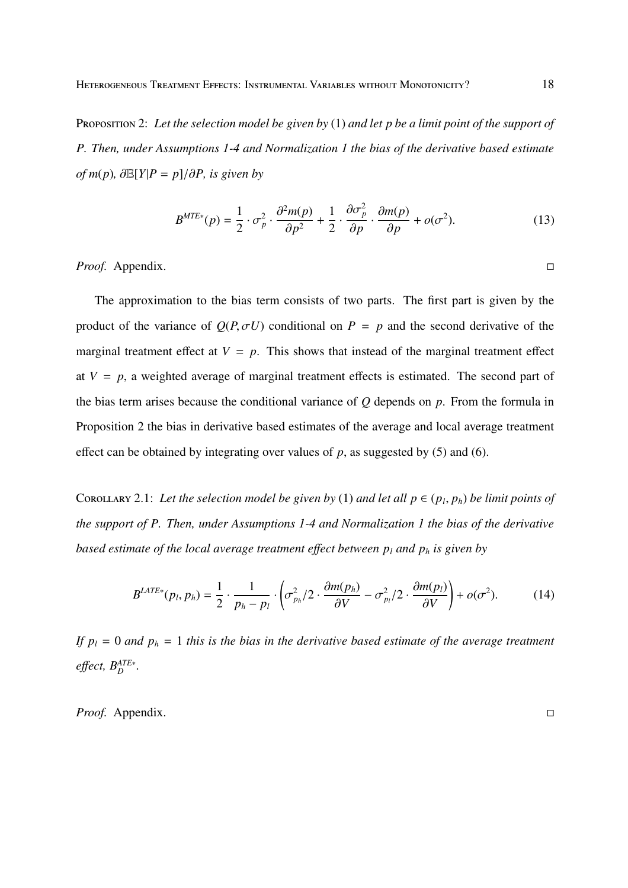Proposition 2: *Let the selection model be given by* (1) *and let $p$ be a limit point of the support of $P$. Then, under Assumptions 1-4 and Normalization 1 the bias of the derivative based estimate of $m(p)$, $\partial\mathbb{E}[Y|P=p]/\partial P$, is given by*

$$B^{MTE*}(p) = \frac{1}{2}\cdot\sigma_p^2\cdot\frac{\partial^2 m(p)}{\partial p^2} + \frac{1}{2}\cdot\frac{\partial\sigma_p^2}{\partial p}\cdot\frac{\partial m(p)}{\partial p} + o(\sigma^2). \tag{13}$$

*Proof.* Appendix. □

The approximation to the bias term consists of two parts. The first part is given by the product of the variance of $Q(P,\sigma U)$ conditional on $P = p$ and the second derivative of the marginal treatment effect at $V = p$. This shows that instead of the marginal treatment effect at $V = p$, a weighted average of marginal treatment effects is estimated. The second part of the bias term arises because the conditional variance of $Q$ depends on $p$. From the formula in Proposition 2 the bias in derivative based estimates of the average and local average treatment effect can be obtained by integrating over values of $p$, as suggested by (5) and (6).

Corollary 2.1: *Let the selection model be given by* (1) *and let all $p\in(p_l,p_h)$ be limit points of the support of $P$. Then, under Assumptions 1-4 and Normalization 1 the bias of the derivative based estimate of the local average treatment effect between $p_l$ and $p_h$ is given by*

$$B^{LATE*}(p_l,p_h) = \frac{1}{2}\cdot\frac{1}{p_h-p_l}\cdot\left(\sigma_{p_h}^2/2\cdot\frac{\partial m(p_h)}{\partial V} - \sigma_{p_l}^2/2\cdot\frac{\partial m(p_l)}{\partial V}\right) + o(\sigma^2). \tag{14}$$

*If $p_l = 0$ and $p_h = 1$ this is the bias in the derivative based estimate of the average treatment effect, $B_D^{ATE*}$.*

*Proof.* Appendix. □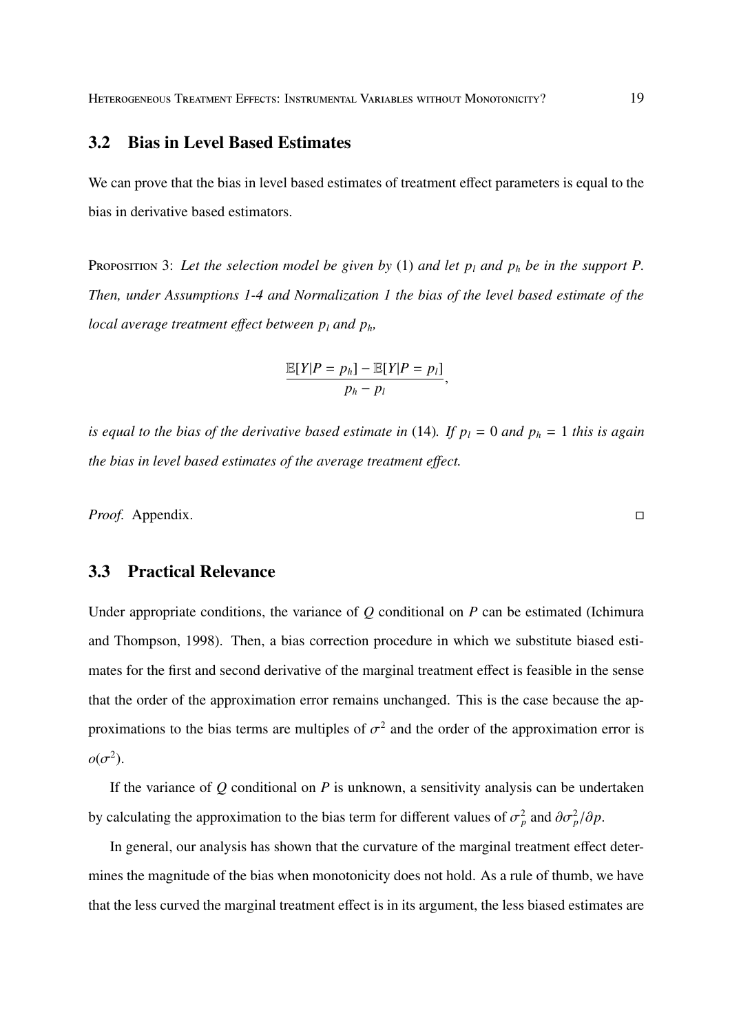## 3.2 Bias in Level Based Estimates

We can prove that the bias in level based estimates of treatment effect parameters is equal to the bias in derivative based estimators.

Proposition 3: *Let the selection model be given by* (1) *and let $p_l$ and $p_h$ be in the support $P$. Then, under Assumptions 1-4 and Normalization 1 the bias of the level based estimate of the local average treatment effect between $p_l$ and $p_h$,*

$$\frac{\mathbb{E}[Y|P = p_h] - \mathbb{E}[Y|P = p_l]}{p_h - p_l},$$

*is equal to the bias of the derivative based estimate in* (14)*. If $p_l = 0$ and $p_h = 1$ this is again the bias in level based estimates of the average treatment effect.*

*Proof.* Appendix. □

## 3.3 Practical Relevance

Under appropriate conditions, the variance of $Q$ conditional on $P$ can be estimated (Ichimura and Thompson, 1998). Then, a bias correction procedure in which we substitute biased estimates for the first and second derivative of the marginal treatment effect is feasible in the sense that the order of the approximation error remains unchanged. This is the case because the approximations to the bias terms are multiples of $\sigma^2$ and the order of the approximation error is $o(\sigma^2)$.

If the variance of $Q$ conditional on $P$ is unknown, a sensitivity analysis can be undertaken by calculating the approximation to the bias term for different values of $\sigma_p^2$ and $\partial\sigma_p^2/\partial p$.

In general, our analysis has shown that the curvature of the marginal treatment effect determines the magnitude of the bias when monotonicity does not hold. As a rule of thumb, we have that the less curved the marginal treatment effect is in its argument, the less biased estimates are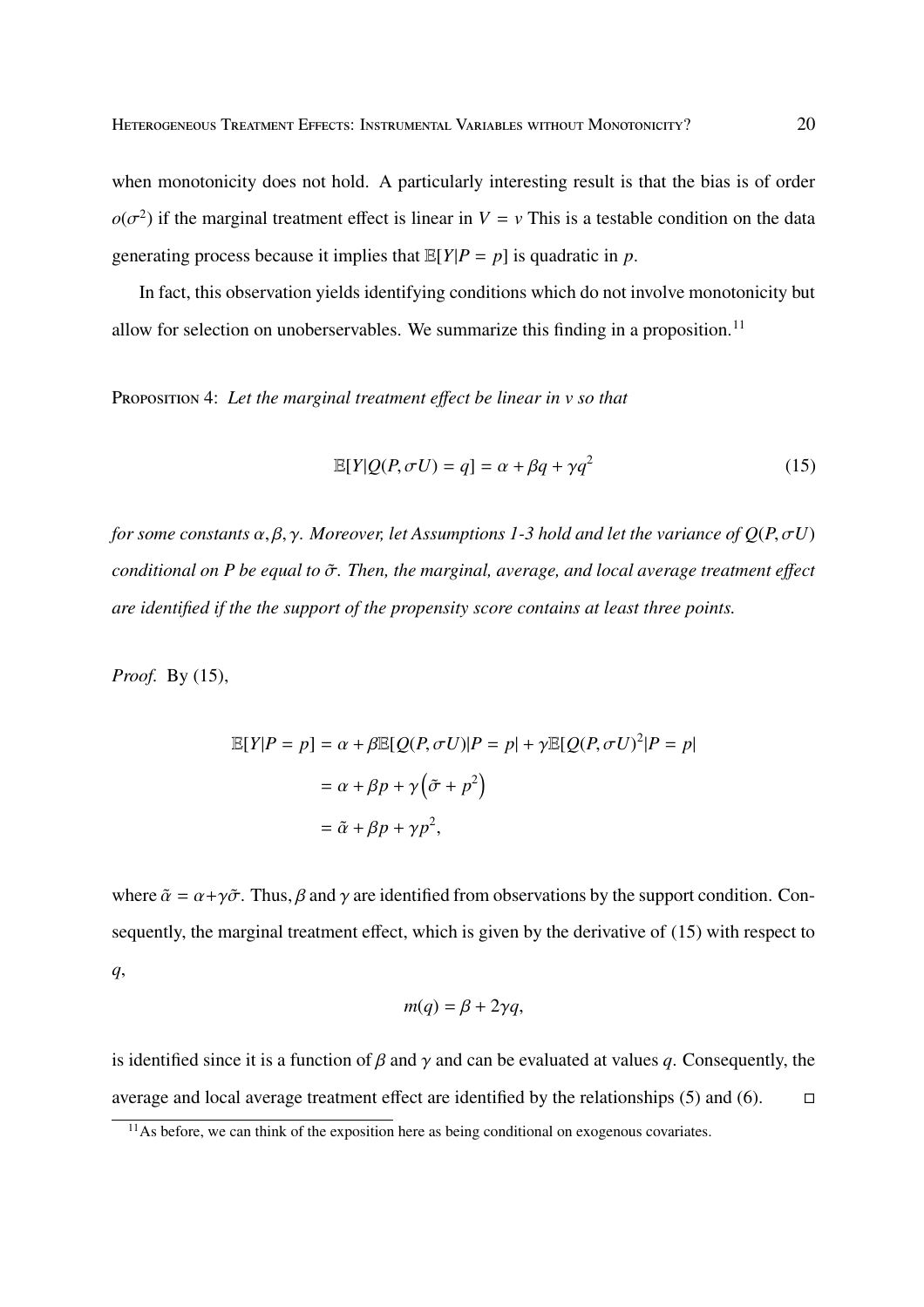when monotonicity does not hold. A particularly interesting result is that the bias is of order $o(\sigma^2)$ if the marginal treatment effect is linear in $V = v$ This is a testable condition on the data generating process because it implies that $\mathbb{E}[Y|P = p]$ is quadratic in $p$.

In fact, this observation yields identifying conditions which do not involve monotonicity but allow for selection on unoberservables. We summarize this finding in a proposition.[11]

Proposition 4: *Let the marginal treatment effect be linear in $v$ so that*

$$\mathbb{E}[Y|Q(P, \sigma U) = q] = \alpha + \beta q + \gamma q^2 \tag{15}$$

*for some constants $\alpha, \beta, \gamma$. Moreover, let Assumptions 1-3 hold and let the variance of $Q(P, \sigma U)$ conditional on $P$ be equal to $\tilde{\sigma}$. Then, the marginal, average, and local average treatment effect are identified if the the support of the propensity score contains at least three points.*

*Proof.* By (15),

$$\begin{aligned}
\mathbb{E}[Y|P = p] &= \alpha + \beta \mathbb{E}[Q(P, \sigma U)|P = p| + \gamma \mathbb{E}[Q(P, \sigma U)^2|P = p| \\
&= \alpha + \beta p + \gamma \left(\tilde{\sigma} + p^2\right) \\
&= \tilde{\alpha} + \beta p + \gamma p^2,
\end{aligned}$$

where $\tilde{\alpha} = \alpha + \gamma\tilde{\sigma}$. Thus, $\beta$ and $\gamma$ are identified from observations by the support condition. Consequently, the marginal treatment effect, which is given by the derivative of (15) with respect to $q$,

$$m(q) = \beta + 2\gamma q,$$

is identified since it is a function of $\beta$ and $\gamma$ and can be evaluated at values $q$. Consequently, the average and local average treatment effect are identified by the relationships (5) and (6). ◻

[11] As before, we can think of the exposition here as being conditional on exogenous covariates.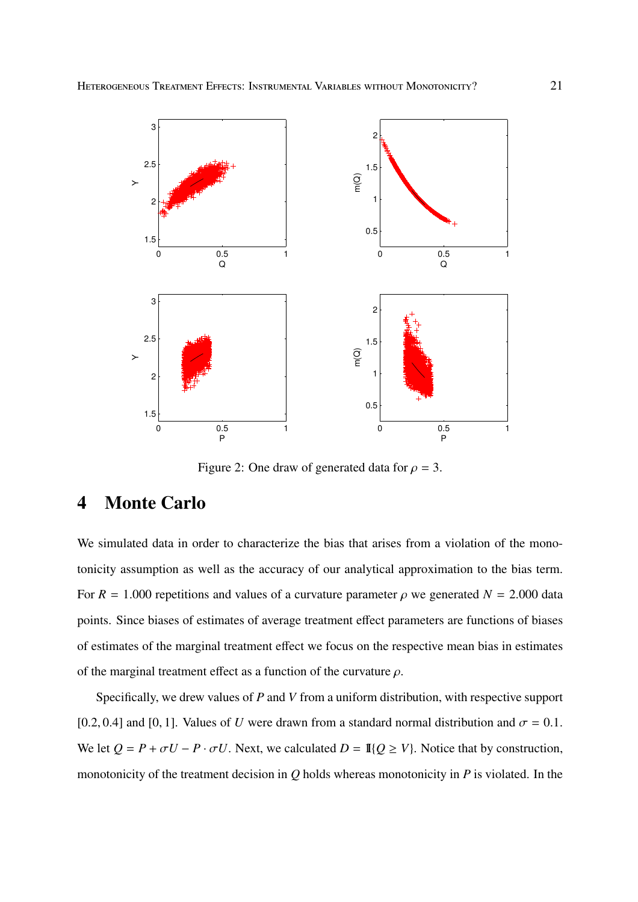Figure 2: One draw of generated data for $\rho = 3$.

# 4 Monte Carlo

We simulated data in order to characterize the bias that arises from a violation of the monotonicity assumption as well as the accuracy of our analytical approximation to the bias term. For $R = 1.000$ repetitions and values of a curvature parameter $\rho$ we generated $N = 2.000$ data points. Since biases of estimates of average treatment effect parameters are functions of biases of estimates of the marginal treatment effect we focus on the respective mean bias in estimates of the marginal treatment effect as a function of the curvature $\rho$.

Specifically, we drew values of $P$ and $V$ from a uniform distribution, with respective support $[0.2, 0.4]$ and $[0, 1]$. Values of $U$ were drawn from a standard normal distribution and $\sigma = 0.1$. We let $Q = P + \sigma U - P \cdot \sigma U$. Next, we calculated $D = \mathbb{1}\{Q \geq V\}$. Notice that by construction, monotonicity of the treatment decision in $Q$ holds whereas monotonicity in $P$ is violated. In the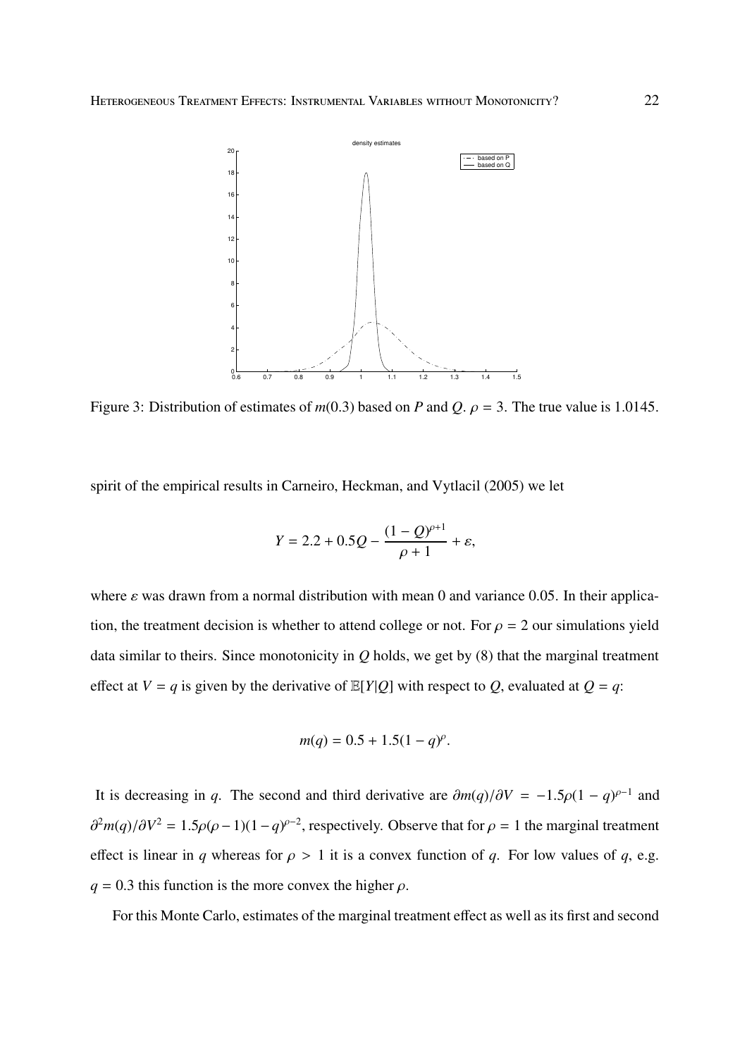Figure 3: Distribution of estimates of $m(0.3)$ based on $P$ and $Q$. $\rho = 3$. The true value is 1.0145.

spirit of the empirical results in Carneiro, Heckman, and Vytlacil (2005) we let

$$Y = 2.2 + 0.5Q - \frac{(1-Q)^{\rho+1}}{\rho+1} + \varepsilon,$$

where $\varepsilon$ was drawn from a normal distribution with mean 0 and variance 0.05. In their application, the treatment decision is whether to attend college or not. For $\rho = 2$ our simulations yield data similar to theirs. Since monotonicity in $Q$ holds, we get by (8) that the marginal treatment effect at $V = q$ is given by the derivative of $\mathbb{E}[Y|Q]$ with respect to $Q$, evaluated at $Q = q$:

$$m(q) = 0.5 + 1.5(1-q)^{\rho}.$$

It is decreasing in $q$. The second and third derivative are $\partial m(q)/\partial V = -1.5\rho(1-q)^{\rho-1}$ and $\partial^2 m(q)/\partial V^2 = 1.5\rho(\rho-1)(1-q)^{\rho-2}$, respectively. Observe that for $\rho = 1$ the marginal treatment effect is linear in $q$ whereas for $\rho > 1$ it is a convex function of $q$. For low values of $q$, e.g. $q = 0.3$ this function is the more convex the higher $\rho$.

For this Monte Carlo, estimates of the marginal treatment effect as well as its first and second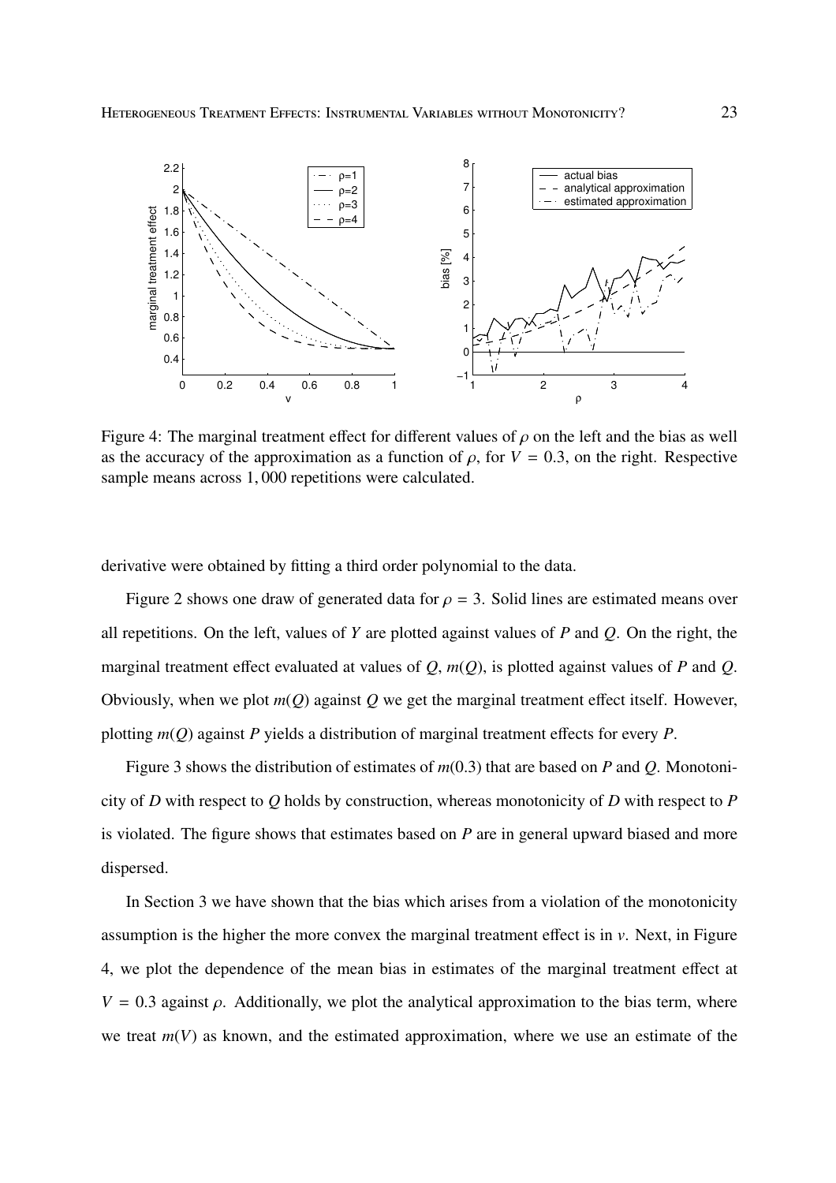Figure 4: The marginal treatment effect for different values of $\rho$ on the left and the bias as well as the accuracy of the approximation as a function of $\rho$, for $V = 0.3$, on the right. Respective sample means across 1,000 repetitions were calculated.

derivative were obtained by fitting a third order polynomial to the data.

Figure 2 shows one draw of generated data for $\rho = 3$. Solid lines are estimated means over all repetitions. On the left, values of $Y$ are plotted against values of $P$ and $Q$. On the right, the marginal treatment effect evaluated at values of $Q$, $m(Q)$, is plotted against values of $P$ and $Q$. Obviously, when we plot $m(Q)$ against $Q$ we get the marginal treatment effect itself. However, plotting $m(Q)$ against $P$ yields a distribution of marginal treatment effects for every $P$.

Figure 3 shows the distribution of estimates of $m(0.3)$ that are based on $P$ and $Q$. Monotonicity of $D$ with respect to $Q$ holds by construction, whereas monotonicity of $D$ with respect to $P$ is violated. The figure shows that estimates based on $P$ are in general upward biased and more dispersed.

In Section 3 we have shown that the bias which arises from a violation of the monotonicity assumption is the higher the more convex the marginal treatment effect is in $v$. Next, in Figure 4, we plot the dependence of the mean bias in estimates of the marginal treatment effect at $V = 0.3$ against $\rho$. Additionally, we plot the analytical approximation to the bias term, where we treat $m(V)$ as known, and the estimated approximation, where we use an estimate of the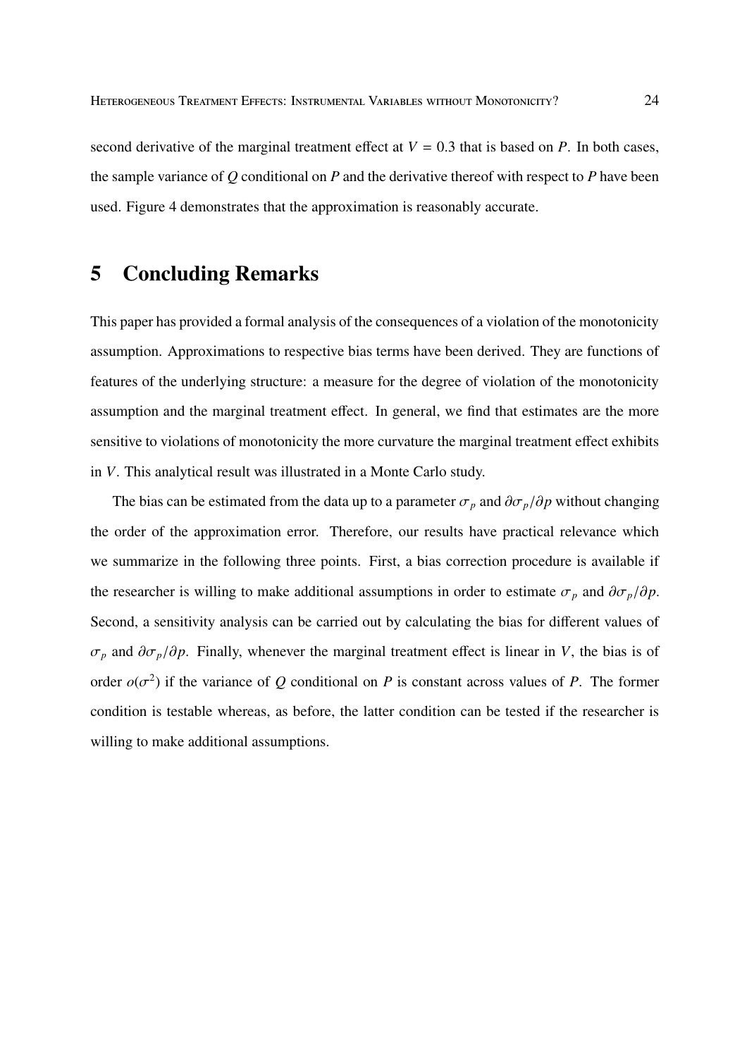second derivative of the marginal treatment effect at $V = 0.3$ that is based on $P$. In both cases, the sample variance of $Q$ conditional on $P$ and the derivative thereof with respect to $P$ have been used. Figure 4 demonstrates that the approximation is reasonably accurate.

# 5 Concluding Remarks

This paper has provided a formal analysis of the consequences of a violation of the monotonicity assumption. Approximations to respective bias terms have been derived. They are functions of features of the underlying structure: a measure for the degree of violation of the monotonicity assumption and the marginal treatment effect. In general, we find that estimates are the more sensitive to violations of monotonicity the more curvature the marginal treatment effect exhibits in $V$. This analytical result was illustrated in a Monte Carlo study.

The bias can be estimated from the data up to a parameter $\sigma_p$ and $\partial\sigma_p/\partial p$ without changing the order of the approximation error. Therefore, our results have practical relevance which we summarize in the following three points. First, a bias correction procedure is available if the researcher is willing to make additional assumptions in order to estimate $\sigma_p$ and $\partial\sigma_p/\partial p$. Second, a sensitivity analysis can be carried out by calculating the bias for different values of $\sigma_p$ and $\partial\sigma_p/\partial p$. Finally, whenever the marginal treatment effect is linear in $V$, the bias is of order $o(\sigma^2)$ if the variance of $Q$ conditional on $P$ is constant across values of $P$. The former condition is testable whereas, as before, the latter condition can be tested if the researcher is willing to make additional assumptions.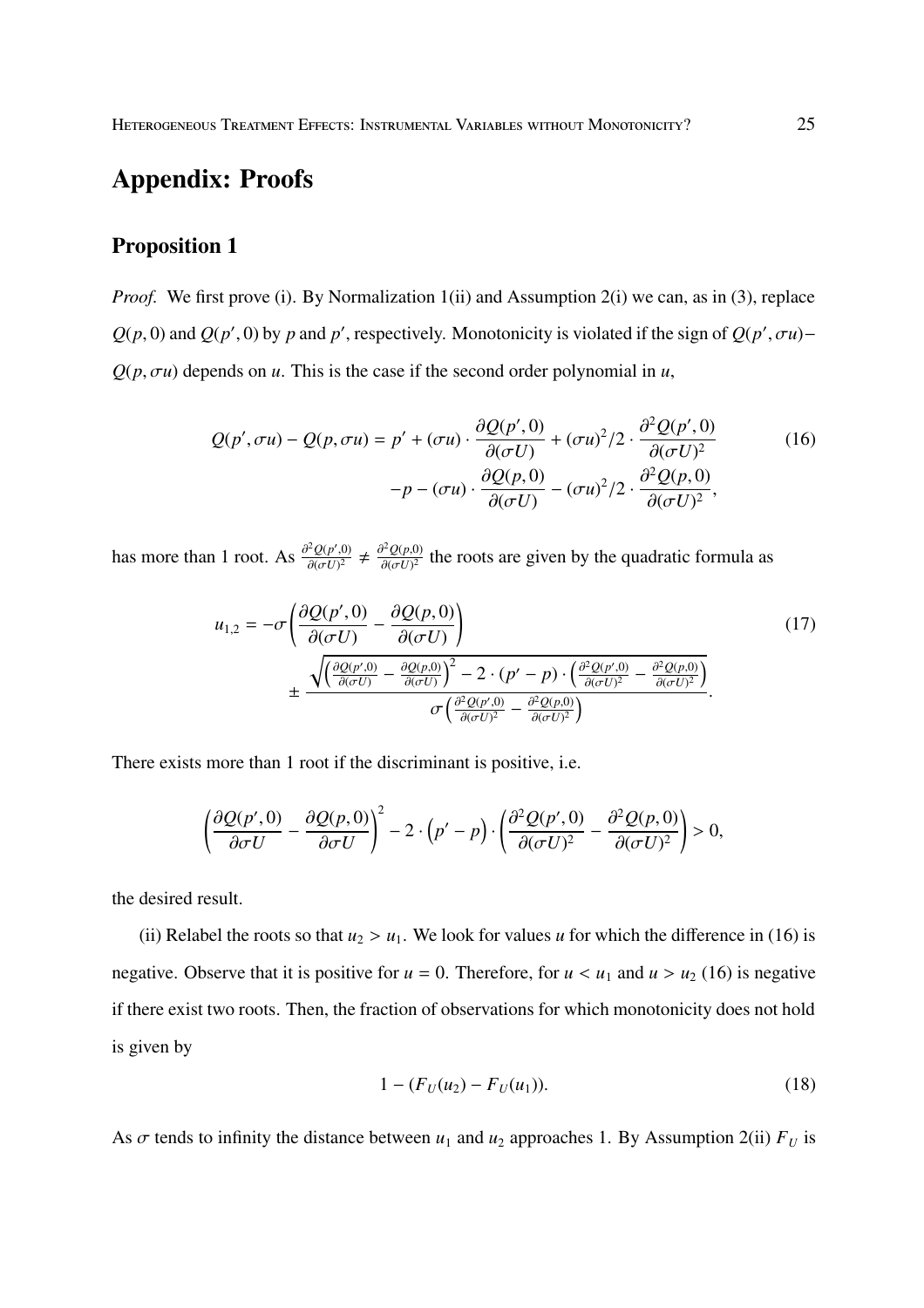# Appendix: Proofs

## Proposition 1

*Proof.* We first prove (i). By Normalization 1(ii) and Assumption 2(i) we can, as in (3), replace $Q(p, 0)$ and $Q(p', 0)$ by $p$ and $p'$, respectively. Monotonicity is violated if the sign of $Q(p', \sigma u) - Q(p, \sigma u)$ depends on $u$. This is the case if the second order polynomial in $u$,

$$
\begin{aligned}
Q(p', \sigma u) - Q(p, \sigma u) = p' + (\sigma u) \cdot \frac{\partial Q(p', 0)}{\partial(\sigma U)} + (\sigma u)^2/2 \cdot \frac{\partial^2 Q(p', 0)}{\partial(\sigma U)^2} \\
-p - (\sigma u) \cdot \frac{\partial Q(p, 0)}{\partial(\sigma U)} - (\sigma u)^2/2 \cdot \frac{\partial^2 Q(p, 0)}{\partial(\sigma U)^2},
\end{aligned}
\tag{16}
$$

has more than 1 root. As $\frac{\partial^2 Q(p',0)}{\partial(\sigma U)^2} \neq \frac{\partial^2 Q(p,0)}{\partial(\sigma U)^2}$ the roots are given by the quadratic formula as

$$
\begin{aligned}
u_{1,2} = -\sigma \left( \frac{\partial Q(p', 0)}{\partial(\sigma U)} - \frac{\partial Q(p, 0)}{\partial(\sigma U)} \right) \\
\pm \frac{\sqrt{\left( \frac{\partial Q(p',0)}{\partial(\sigma U)} - \frac{\partial Q(p,0)}{\partial(\sigma U)} \right)^2 - 2 \cdot (p' - p) \cdot \left( \frac{\partial^2 Q(p',0)}{\partial(\sigma U)^2} - \frac{\partial^2 Q(p,0)}{\partial(\sigma U)^2} \right)}}{\sigma \left( \frac{\partial^2 Q(p',0)}{\partial(\sigma U)^2} - \frac{\partial^2 Q(p,0)}{\partial(\sigma U)^2} \right)}.
\end{aligned}
\tag{17}
$$

There exists more than 1 root if the discriminant is positive, i.e.

$$
\left( \frac{\partial Q(p', 0)}{\partial \sigma U} - \frac{\partial Q(p, 0)}{\partial \sigma U} \right)^2 - 2 \cdot \left(p' - p\right) \cdot \left( \frac{\partial^2 Q(p', 0)}{\partial(\sigma U)^2} - \frac{\partial^2 Q(p, 0)}{\partial(\sigma U)^2} \right) > 0,
$$

the desired result.

(ii) Relabel the roots so that $u_2 > u_1$. We look for values $u$ for which the difference in (16) is negative. Observe that it is positive for $u = 0$. Therefore, for $u < u_1$ and $u > u_2$ (16) is negative if there exist two roots. Then, the fraction of observations for which monotonicity does not hold is given by

$$
1 - (F_U(u_2) - F_U(u_1)).
\tag{18}
$$

As $\sigma$ tends to infinity the distance between $u_1$ and $u_2$ approaches 1. By Assumption 2(ii) $F_U$ is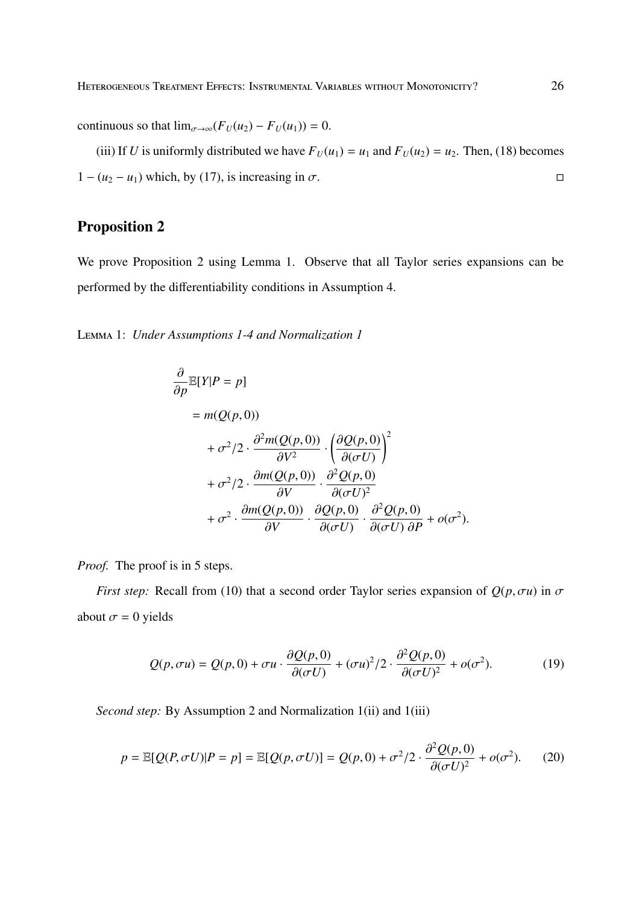continuous so that $\lim_{\sigma\to\infty}(F_U(u_2) - F_U(u_1)) = 0$.

(iii) If $U$ is uniformly distributed we have $F_U(u_1) = u_1$ and $F_U(u_2) = u_2$. Then, (18) becomes $1 - (u_2 - u_1)$ which, by (17), is increasing in $\sigma$. □

## Proposition 2

We prove Proposition 2 using Lemma 1. Observe that all Taylor series expansions can be performed by the differentiability conditions in Assumption 4.

Lemma 1: *Under Assumptions 1-4 and Normalization 1*

$$
\begin{aligned}
&\frac{\partial}{\partial p}\mathbb{E}[Y|P = p] \\
&\quad = m(Q(p,0)) \\
&\qquad + \sigma^2/2 \cdot \frac{\partial^2 m(Q(p,0))}{\partial V^2} \cdot \left(\frac{\partial Q(p,0)}{\partial(\sigma U)}\right)^2 \\
&\qquad + \sigma^2/2 \cdot \frac{\partial m(Q(p,0))}{\partial V} \cdot \frac{\partial^2 Q(p,0)}{\partial(\sigma U)^2} \\
&\qquad + \sigma^2 \cdot \frac{\partial m(Q(p,0))}{\partial V} \cdot \frac{\partial Q(p,0)}{\partial(\sigma U)} \cdot \frac{\partial^2 Q(p,0)}{\partial(\sigma U)\,\partial P} + o(\sigma^2).
\end{aligned}
$$

*Proof.* The proof is in 5 steps.

*First step:* Recall from (10) that a second order Taylor series expansion of $Q(p, \sigma u)$ in $\sigma$ about $\sigma = 0$ yields

$$
Q(p, \sigma u) = Q(p, 0) + \sigma u \cdot \frac{\partial Q(p,0)}{\partial(\sigma U)} + (\sigma u)^2/2 \cdot \frac{\partial^2 Q(p,0)}{\partial(\sigma U)^2} + o(\sigma^2). \tag{19}
$$

*Second step:* By Assumption 2 and Normalization 1(ii) and 1(iii)

$$
p = \mathbb{E}[Q(P, \sigma U)|P = p] = \mathbb{E}[Q(p, \sigma U)] = Q(p, 0) + \sigma^2/2 \cdot \frac{\partial^2 Q(p,0)}{\partial(\sigma U)^2} + o(\sigma^2). \tag{20}
$$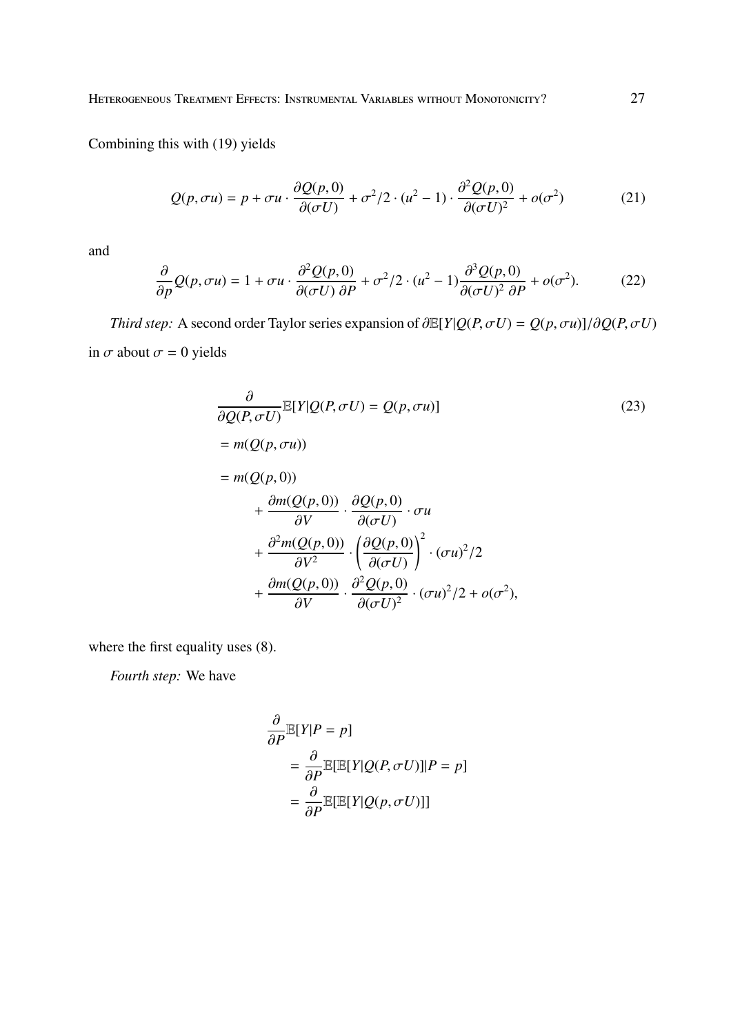Combining this with (19) yields

$$Q(p, \sigma u) = p + \sigma u \cdot \frac{\partial Q(p,0)}{\partial(\sigma U)} + \sigma^2/2 \cdot (u^2 - 1) \cdot \frac{\partial^2 Q(p,0)}{\partial(\sigma U)^2} + o(\sigma^2) \tag{21}$$

and

$$\frac{\partial}{\partial p} Q(p, \sigma u) = 1 + \sigma u \cdot \frac{\partial^2 Q(p,0)}{\partial(\sigma U)\, \partial P} + \sigma^2/2 \cdot (u^2 - 1) \frac{\partial^3 Q(p,0)}{\partial(\sigma U)^2\, \partial P} + o(\sigma^2). \tag{22}$$

*Third step:* A second order Taylor series expansion of $\partial \mathbb{E}[Y|Q(P, \sigma U) = Q(p, \sigma u)]/\partial Q(P, \sigma U)$ in $\sigma$ about $\sigma = 0$ yields

$$\begin{aligned}
&\frac{\partial}{\partial Q(P, \sigma U)} \mathbb{E}[Y|Q(P, \sigma U) = Q(p, \sigma u)] \qquad (23) \\
&= m(Q(p, \sigma u)) \\
&= m(Q(p,0)) \\
&\quad + \frac{\partial m(Q(p,0))}{\partial V} \cdot \frac{\partial Q(p,0)}{\partial(\sigma U)} \cdot \sigma u \\
&\quad + \frac{\partial^2 m(Q(p,0))}{\partial V^2} \cdot \left( \frac{\partial Q(p,0)}{\partial(\sigma U)} \right)^2 \cdot (\sigma u)^2/2 \\
&\quad + \frac{\partial m(Q(p,0))}{\partial V} \cdot \frac{\partial^2 Q(p,0)}{\partial(\sigma U)^2} \cdot (\sigma u)^2/2 + o(\sigma^2),
\end{aligned}$$

where the first equality uses (8).

*Fourth step:* We have

$$\begin{aligned}
&\frac{\partial}{\partial P} \mathbb{E}[Y|P = p] \\
&\quad = \frac{\partial}{\partial P} \mathbb{E}[\mathbb{E}[Y|Q(P, \sigma U)]|P = p] \\
&\quad = \frac{\partial}{\partial P} \mathbb{E}[\mathbb{E}[Y|Q(p, \sigma U)]]
\end{aligned}$$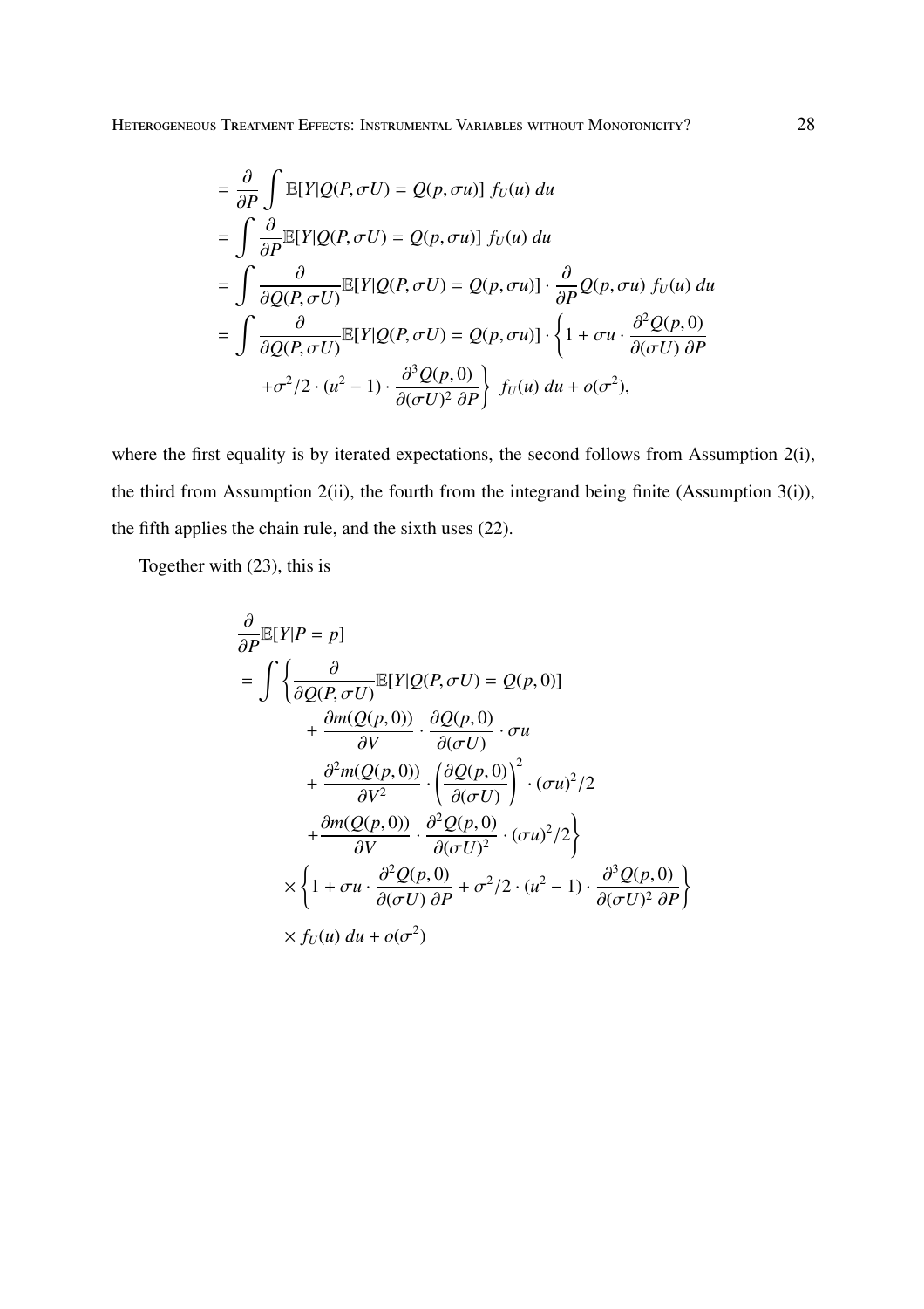$$
\begin{aligned}
&= \frac{\partial}{\partial P} \int \mathbb{E}[Y | Q(P, \sigma U) = Q(p, \sigma u)] \; f_U(u) \; du \\
&= \int \frac{\partial}{\partial P} \mathbb{E}[Y | Q(P, \sigma U) = Q(p, \sigma u)] \; f_U(u) \; du \\
&= \int \frac{\partial}{\partial Q(P, \sigma U)} \mathbb{E}[Y | Q(P, \sigma U) = Q(p, \sigma u)] \cdot \frac{\partial}{\partial P} Q(p, \sigma u) \; f_U(u) \; du \\
&= \int \frac{\partial}{\partial Q(P, \sigma U)} \mathbb{E}[Y | Q(P, \sigma U) = Q(p, \sigma u)] \cdot \left\{ 1 + \sigma u \cdot \frac{\partial^2 Q(p, 0)}{\partial (\sigma U) \; \partial P} \right. \\
&\qquad \left. + \sigma^2 / 2 \cdot (u^2 - 1) \cdot \frac{\partial^3 Q(p, 0)}{\partial (\sigma U)^2 \; \partial P} \right\} \; f_U(u) \; du + o(\sigma^2),
\end{aligned}
$$

where the first equality is by iterated expectations, the second follows from Assumption 2(i), the third from Assumption 2(ii), the fourth from the integrand being finite (Assumption 3(i)), the fifth applies the chain rule, and the sixth uses (22).

Together with (23), this is

$$
\begin{aligned}
&\frac{\partial}{\partial P} \mathbb{E}[Y | P = p] \\
&= \int \left\{ \frac{\partial}{\partial Q(P, \sigma U)} \mathbb{E}[Y | Q(P, \sigma U) = Q(p, 0)] \right. \\
&\qquad + \frac{\partial m(Q(p, 0))}{\partial V} \cdot \frac{\partial Q(p, 0)}{\partial (\sigma U)} \cdot \sigma u \\
&\qquad + \frac{\partial^2 m(Q(p, 0))}{\partial V^2} \cdot \left( \frac{\partial Q(p, 0)}{\partial (\sigma U)} \right)^2 \cdot (\sigma u)^2 / 2 \\
&\qquad \left. + \frac{\partial m(Q(p, 0))}{\partial V} \cdot \frac{\partial^2 Q(p, 0)}{\partial (\sigma U)^2} \cdot (\sigma u)^2 / 2 \right\} \\
&\quad \times \left\{ 1 + \sigma u \cdot \frac{\partial^2 Q(p, 0)}{\partial (\sigma U) \; \partial P} + \sigma^2 / 2 \cdot (u^2 - 1) \cdot \frac{\partial^3 Q(p, 0)}{\partial (\sigma U)^2 \; \partial P} \right\} \\
&\quad \times f_U(u) \; du + o(\sigma^2)
\end{aligned}
$$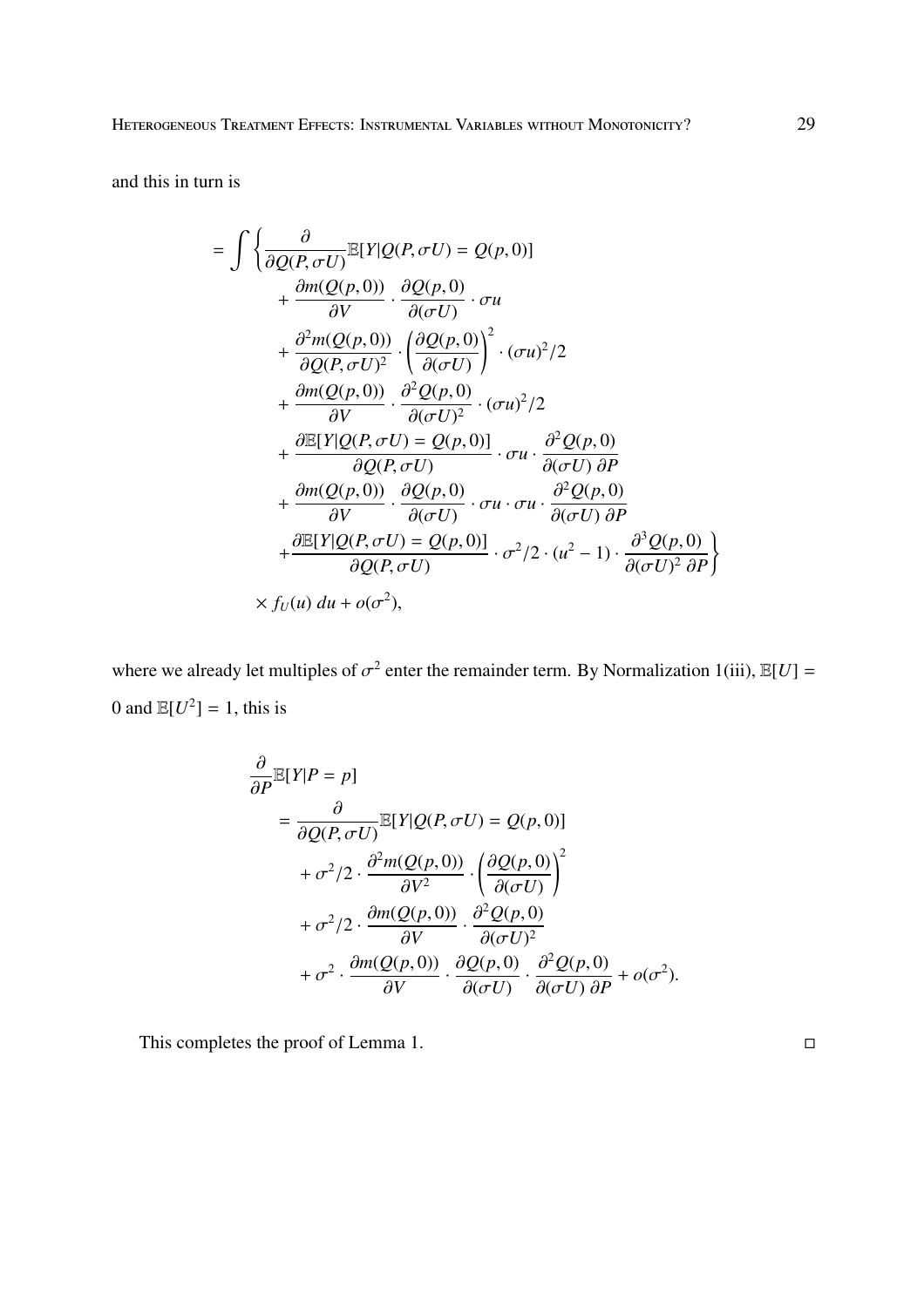and this in turn is

$$
\begin{aligned}
= \int \Bigg\{ & \frac{\partial}{\partial Q(P, \sigma U)} \mathbb{E}[Y | Q(P, \sigma U) = Q(p, 0)] \\
& + \frac{\partial m(Q(p,0))}{\partial V} \cdot \frac{\partial Q(p,0)}{\partial(\sigma U)} \cdot \sigma u \\
& + \frac{\partial^2 m(Q(p,0))}{\partial Q(P, \sigma U)^2} \cdot \left( \frac{\partial Q(p,0)}{\partial(\sigma U)} \right)^2 \cdot (\sigma u)^2/2 \\
& + \frac{\partial m(Q(p,0))}{\partial V} \cdot \frac{\partial^2 Q(p,0)}{\partial(\sigma U)^2} \cdot (\sigma u)^2/2 \\
& + \frac{\partial \mathbb{E}[Y | Q(P, \sigma U) = Q(p,0)]}{\partial Q(P, \sigma U)} \cdot \sigma u \cdot \frac{\partial^2 Q(p,0)}{\partial(\sigma U)\, \partial P} \\
& + \frac{\partial m(Q(p,0))}{\partial V} \cdot \frac{\partial Q(p,0)}{\partial(\sigma U)} \cdot \sigma u \cdot \sigma u \cdot \frac{\partial^2 Q(p,0)}{\partial(\sigma U)\, \partial P} \\
& + \frac{\partial \mathbb{E}[Y | Q(P, \sigma U) = Q(p,0)]}{\partial Q(P, \sigma U)} \cdot \sigma^2/2 \cdot (u^2 - 1) \cdot \frac{\partial^3 Q(p,0)}{\partial(\sigma U)^2\, \partial P} \Bigg\} \\
& \times f_U(u)\, du + o(\sigma^2),
\end{aligned}
$$

where we already let multiples of $\sigma^2$ enter the remainder term. By Normalization 1(iii), $\mathbb{E}[U] = 0$ and $\mathbb{E}[U^2] = 1$, this is

$$
\begin{aligned}
& \frac{\partial}{\partial P} \mathbb{E}[Y | P = p] \\
& \quad = \frac{\partial}{\partial Q(P, \sigma U)} \mathbb{E}[Y | Q(P, \sigma U) = Q(p, 0)] \\
& \qquad + \sigma^2/2 \cdot \frac{\partial^2 m(Q(p,0))}{\partial V^2} \cdot \left( \frac{\partial Q(p,0)}{\partial(\sigma U)} \right)^2 \\
& \qquad + \sigma^2/2 \cdot \frac{\partial m(Q(p,0))}{\partial V} \cdot \frac{\partial^2 Q(p,0)}{\partial(\sigma U)^2} \\
& \qquad + \sigma^2 \cdot \frac{\partial m(Q(p,0))}{\partial V} \cdot \frac{\partial Q(p,0)}{\partial(\sigma U)} \cdot \frac{\partial^2 Q(p,0)}{\partial(\sigma U)\, \partial P} + o(\sigma^2).
\end{aligned}
$$

This completes the proof of Lemma 1. □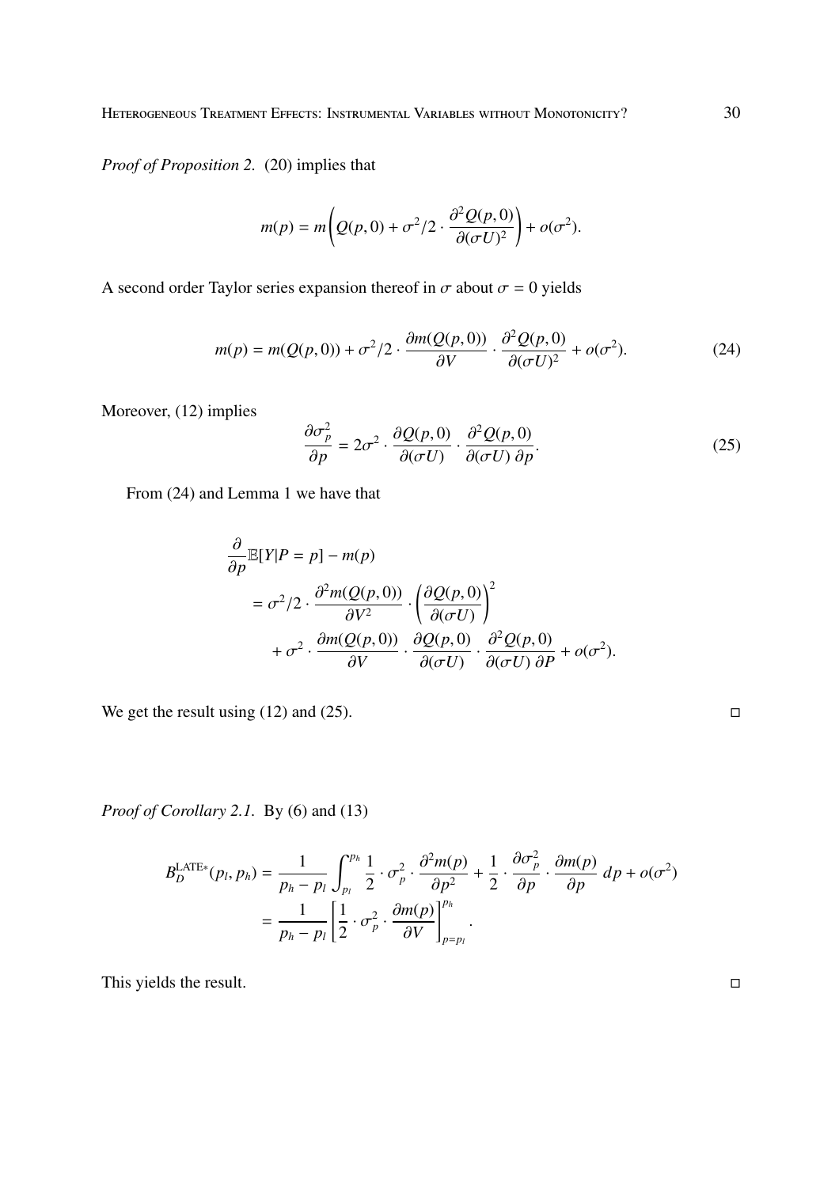*Proof of Proposition 2.* (20) implies that

$$m(p) = m\left(Q(p,0) + \sigma^2/2 \cdot \frac{\partial^2 Q(p,0)}{\partial(\sigma U)^2}\right) + o(\sigma^2).$$

A second order Taylor series expansion thereof in $\sigma$ about $\sigma = 0$ yields

$$m(p) = m(Q(p,0)) + \sigma^2/2 \cdot \frac{\partial m(Q(p,0))}{\partial V} \cdot \frac{\partial^2 Q(p,0)}{\partial(\sigma U)^2} + o(\sigma^2). \tag{24}$$

Moreover, (12) implies

$$\frac{\partial \sigma_p^2}{\partial p} = 2\sigma^2 \cdot \frac{\partial Q(p,0)}{\partial(\sigma U)} \cdot \frac{\partial^2 Q(p,0)}{\partial(\sigma U)\, \partial p}. \tag{25}$$

From (24) and Lemma 1 we have that

$$\begin{aligned}
&\frac{\partial}{\partial p}\mathbb{E}[Y|P=p] - m(p) \\
&\quad = \sigma^2/2 \cdot \frac{\partial^2 m(Q(p,0))}{\partial V^2} \cdot \left(\frac{\partial Q(p,0)}{\partial(\sigma U)}\right)^2 \\
&\qquad + \sigma^2 \cdot \frac{\partial m(Q(p,0))}{\partial V} \cdot \frac{\partial Q(p,0)}{\partial(\sigma U)} \cdot \frac{\partial^2 Q(p,0)}{\partial(\sigma U)\, \partial P} + o(\sigma^2).
\end{aligned}$$

We get the result using (12) and (25). □

*Proof of Corollary 2.1.* By (6) and (13)

$$\begin{aligned}
B_D^{\text{LATE*}}(p_l, p_h) &= \frac{1}{p_h - p_l}\int_{p_l}^{p_h} \frac{1}{2} \cdot \sigma_p^2 \cdot \frac{\partial^2 m(p)}{\partial p^2} + \frac{1}{2} \cdot \frac{\partial \sigma_p^2}{\partial p} \cdot \frac{\partial m(p)}{\partial p}\, dp + o(\sigma^2) \\
&= \frac{1}{p_h - p_l}\left[\frac{1}{2} \cdot \sigma_p^2 \cdot \frac{\partial m(p)}{\partial V}\right]_{p=p_l}^{p_h}.
\end{aligned}$$

This yields the result. □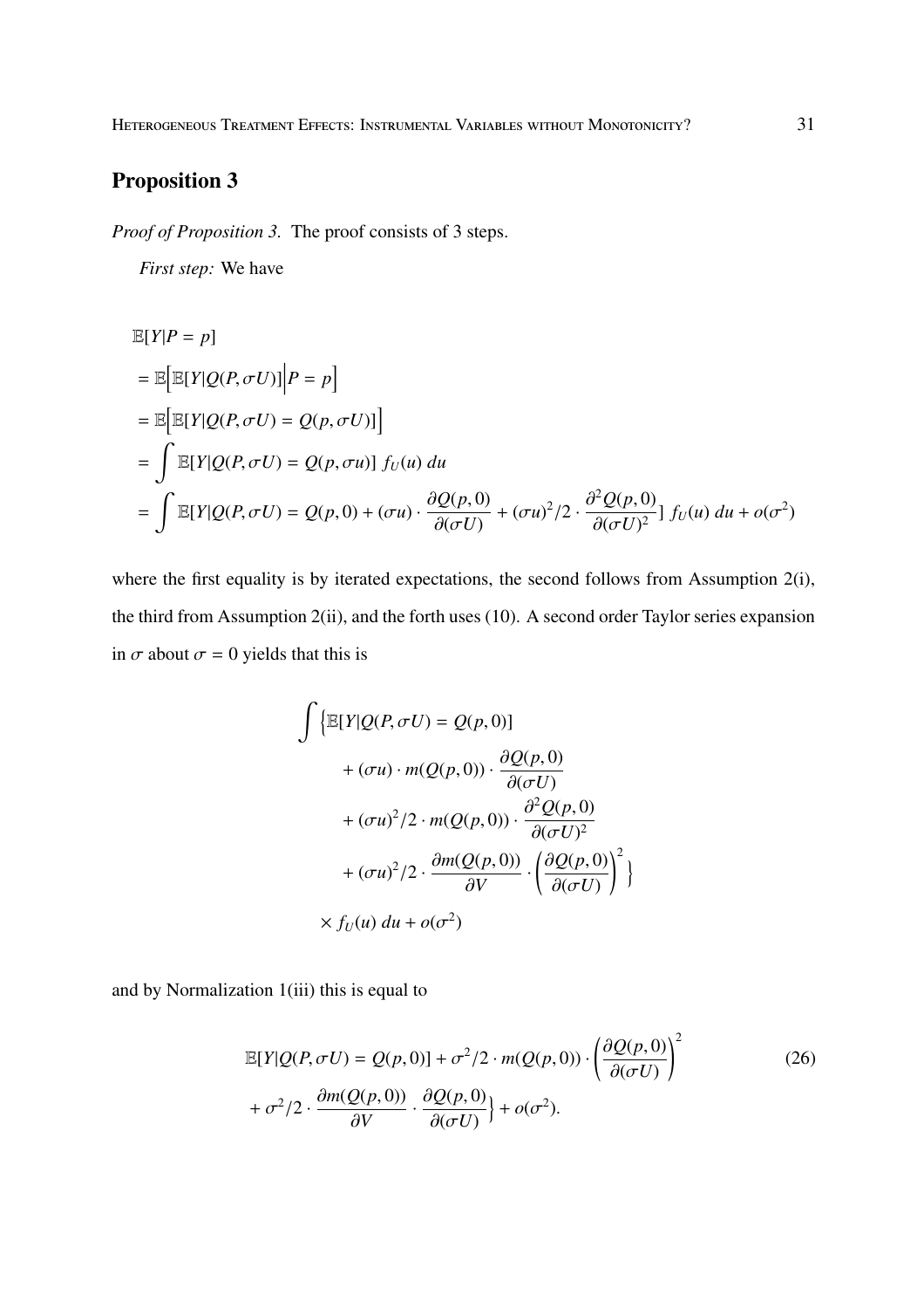## Proposition 3

*Proof of Proposition 3.* The proof consists of 3 steps.

*First step:* We have

$$
\begin{aligned}
&\mathbb{E}[Y|P = p] \\
&= \mathbb{E}\Big[\mathbb{E}[Y|Q(P, \sigma U)]\Big|P = p\Big] \\
&= \mathbb{E}\Big[\mathbb{E}[Y|Q(P, \sigma U) = Q(p, \sigma U)]\Big] \\
&= \int \mathbb{E}[Y|Q(P, \sigma U) = Q(p, \sigma u)]\ f_U(u)\ du \\
&= \int \mathbb{E}[Y|Q(P, \sigma U) = Q(p, 0) + (\sigma u) \cdot \frac{\partial Q(p, 0)}{\partial(\sigma U)} + (\sigma u)^2/2 \cdot \frac{\partial^2 Q(p, 0)}{\partial(\sigma U)^2}]\ f_U(u)\ du + o(\sigma^2)
\end{aligned}
$$

where the first equality is by iterated expectations, the second follows from Assumption 2(i), the third from Assumption 2(ii), and the forth uses (10). A second order Taylor series expansion in $\sigma$ about $\sigma = 0$ yields that this is

$$
\begin{aligned}
\int \Big\{ &\mathbb{E}[Y|Q(P, \sigma U) = Q(p, 0)] \\
&+ (\sigma u) \cdot m(Q(p, 0)) \cdot \frac{\partial Q(p, 0)}{\partial(\sigma U)} \\
&+ (\sigma u)^2/2 \cdot m(Q(p, 0)) \cdot \frac{\partial^2 Q(p, 0)}{\partial(\sigma U)^2} \\
&+ (\sigma u)^2/2 \cdot \frac{\partial m(Q(p, 0))}{\partial V} \cdot \left(\frac{\partial Q(p, 0)}{\partial(\sigma U)}\right)^2 \Big\} \\
\times\ & f_U(u)\ du + o(\sigma^2)
\end{aligned}
$$

and by Normalization 1(iii) this is equal to

$$
\begin{aligned}
&\mathbb{E}[Y|Q(P, \sigma U) = Q(p, 0)] + \sigma^2/2 \cdot m(Q(p, 0)) \cdot \left(\frac{\partial Q(p, 0)}{\partial(\sigma U)}\right)^2 \\
&+ \sigma^2/2 \cdot \frac{\partial m(Q(p, 0))}{\partial V} \cdot \frac{\partial Q(p, 0)}{\partial(\sigma U)}\Big\} + o(\sigma^2).
\end{aligned} \tag{26}
$$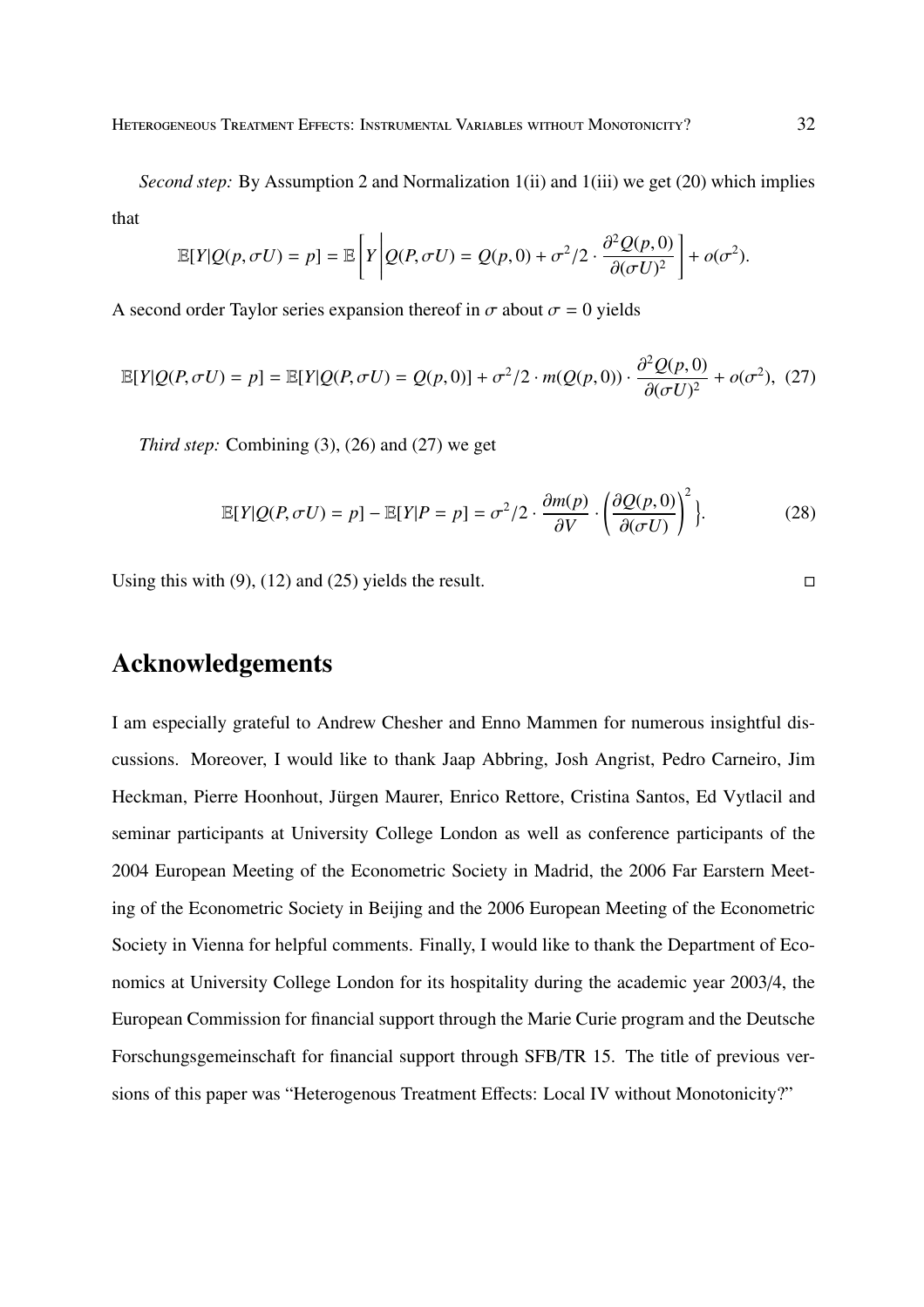*Second step:* By Assumption 2 and Normalization 1(ii) and 1(iii) we get (20) which implies that

$$\mathbb{E}[Y|Q(p,\sigma U) = p] = \mathbb{E}\left[Y \middle| Q(P,\sigma U) = Q(p,0) + \sigma^2/2 \cdot \frac{\partial^2 Q(p,0)}{\partial(\sigma U)^2}\right] + o(\sigma^2).$$

A second order Taylor series expansion thereof in $\sigma$ about $\sigma = 0$ yields

$$\mathbb{E}[Y|Q(P,\sigma U) = p] = \mathbb{E}[Y|Q(P,\sigma U) = Q(p,0)] + \sigma^2/2 \cdot m(Q(p,0)) \cdot \frac{\partial^2 Q(p,0)}{\partial(\sigma U)^2} + o(\sigma^2), \quad (27)$$

*Third step:* Combining (3), (26) and (27) we get

$$\mathbb{E}[Y|Q(P,\sigma U) = p] - \mathbb{E}[Y|P = p] = \sigma^2/2 \cdot \frac{\partial m(p)}{\partial V} \cdot \left(\frac{\partial Q(p,0)}{\partial(\sigma U)}\right)^2 \Big\}. \quad (28)$$

Using this with (9), (12) and (25) yields the result. □

## Acknowledgements

I am especially grateful to Andrew Chesher and Enno Mammen for numerous insightful discussions. Moreover, I would like to thank Jaap Abbring, Josh Angrist, Pedro Carneiro, Jim Heckman, Pierre Hoonhout, Jürgen Maurer, Enrico Rettore, Cristina Santos, Ed Vytlacil and seminar participants at University College London as well as conference participants of the 2004 European Meeting of the Econometric Society in Madrid, the 2006 Far Earstern Meeting of the Econometric Society in Beijing and the 2006 European Meeting of the Econometric Society in Vienna for helpful comments. Finally, I would like to thank the Department of Economics at University College London for its hospitality during the academic year 2003/4, the European Commission for financial support through the Marie Curie program and the Deutsche Forschungsgemeinschaft for financial support through SFB/TR 15. The title of previous versions of this paper was "Heterogenous Treatment Effects: Local IV without Monotonicity?"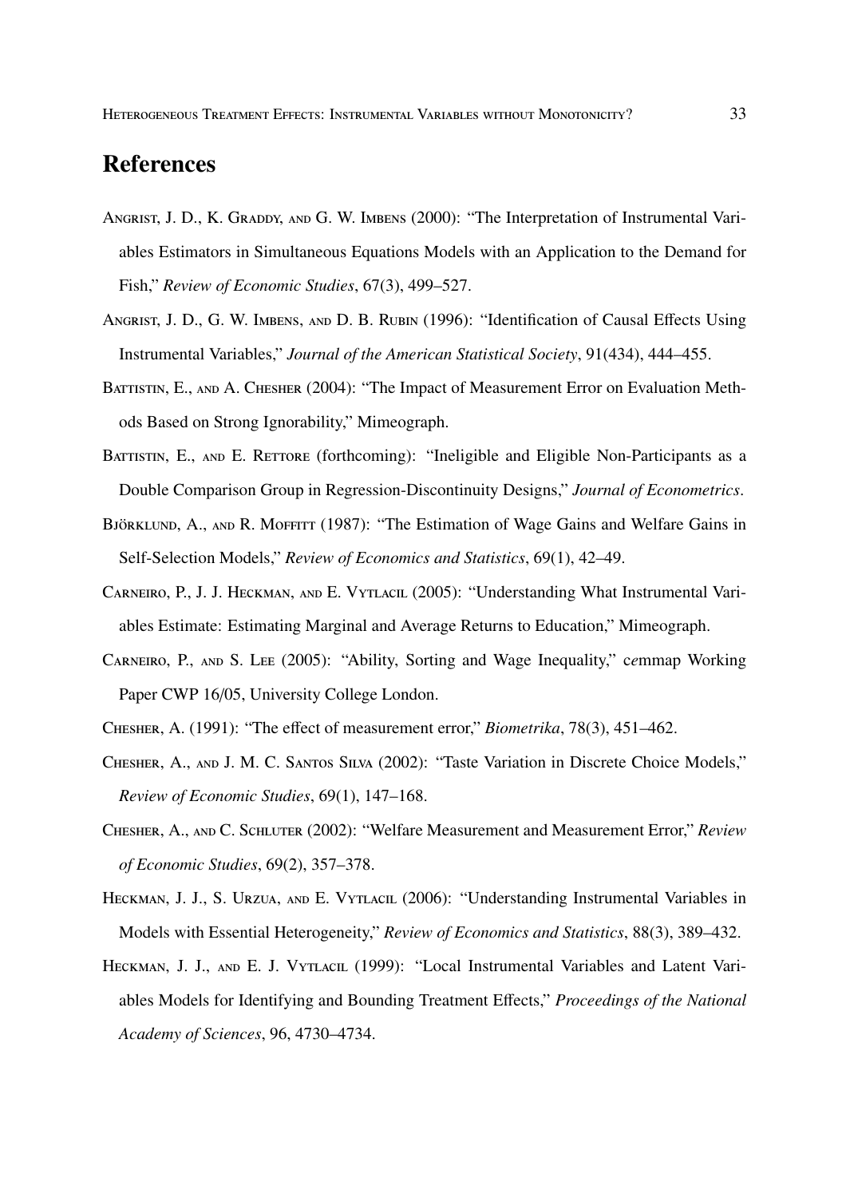# References

ANGRIST, J. D., K. GRADDY, AND G. W. IMBENS (2000): "The Interpretation of Instrumental Variables Estimators in Simultaneous Equations Models with an Application to the Demand for Fish," *Review of Economic Studies*, 67(3), 499–527.

ANGRIST, J. D., G. W. IMBENS, AND D. B. RUBIN (1996): "Identification of Causal Effects Using Instrumental Variables," *Journal of the American Statistical Society*, 91(434), 444–455.

BATTISTIN, E., AND A. CHESHER (2004): "The Impact of Measurement Error on Evaluation Methods Based on Strong Ignorability," Mimeograph.

BATTISTIN, E., AND E. RETTORE (forthcoming): "Ineligible and Eligible Non-Participants as a Double Comparison Group in Regression-Discontinuity Designs," *Journal of Econometrics*.

BJÖRKLUND, A., AND R. MOFFITT (1987): "The Estimation of Wage Gains and Welfare Gains in Self-Selection Models," *Review of Economics and Statistics*, 69(1), 42–49.

CARNEIRO, P., J. J. HECKMAN, AND E. VYTLACIL (2005): "Understanding What Instrumental Variables Estimate: Estimating Marginal and Average Returns to Education," Mimeograph.

CARNEIRO, P., AND S. LEE (2005): "Ability, Sorting and Wage Inequality," cemmap Working Paper CWP 16/05, University College London.

CHESHER, A. (1991): "The effect of measurement error," *Biometrika*, 78(3), 451–462.

CHESHER, A., AND J. M. C. SANTOS SILVA (2002): "Taste Variation in Discrete Choice Models," *Review of Economic Studies*, 69(1), 147–168.

CHESHER, A., AND C. SCHLUTER (2002): "Welfare Measurement and Measurement Error," *Review of Economic Studies*, 69(2), 357–378.

HECKMAN, J. J., S. URZUA, AND E. VYTLACIL (2006): "Understanding Instrumental Variables in Models with Essential Heterogeneity," *Review of Economics and Statistics*, 88(3), 389–432.

HECKMAN, J. J., AND E. J. VYTLACIL (1999): "Local Instrumental Variables and Latent Variables Models for Identifying and Bounding Treatment Effects," *Proceedings of the National Academy of Sciences*, 96, 4730–4734.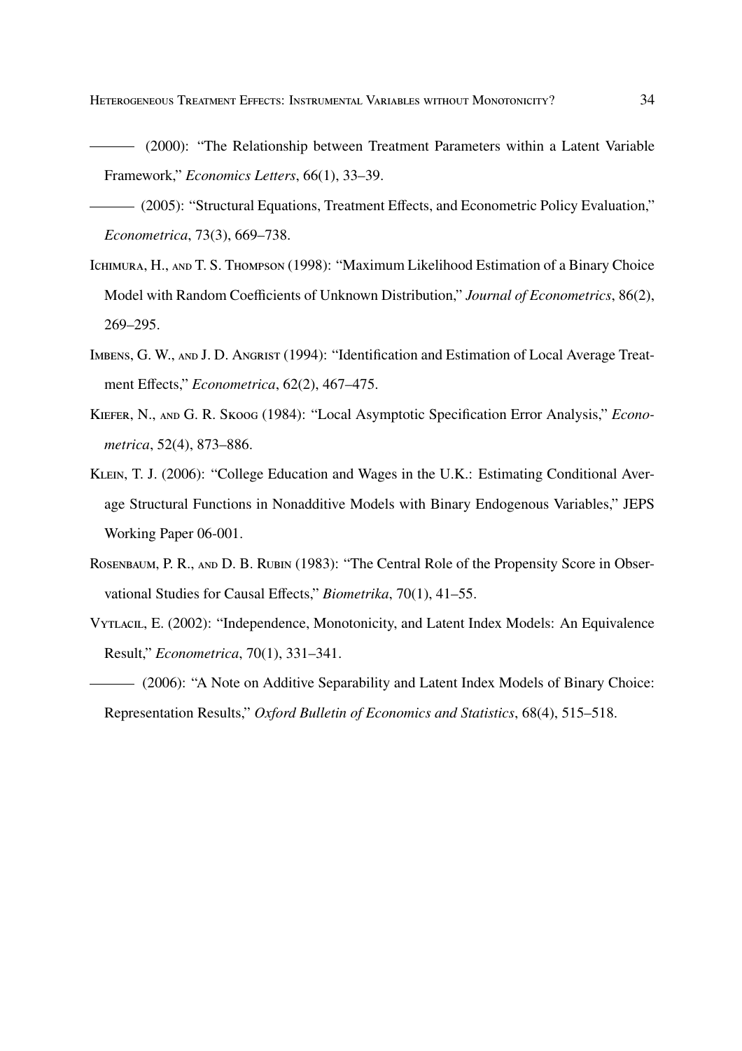——— (2000): "The Relationship between Treatment Parameters within a Latent Variable Framework," *Economics Letters*, 66(1), 33–39.

——— (2005): "Structural Equations, Treatment Effects, and Econometric Policy Evaluation," *Econometrica*, 73(3), 669–738.

Ichimura, H., and T. S. Thompson (1998): "Maximum Likelihood Estimation of a Binary Choice Model with Random Coefficients of Unknown Distribution," *Journal of Econometrics*, 86(2), 269–295.

Imbens, G. W., and J. D. Angrist (1994): "Identification and Estimation of Local Average Treatment Effects," *Econometrica*, 62(2), 467–475.

Kiefer, N., and G. R. Skoog (1984): "Local Asymptotic Specification Error Analysis," *Econometrica*, 52(4), 873–886.

Klein, T. J. (2006): "College Education and Wages in the U.K.: Estimating Conditional Average Structural Functions in Nonadditive Models with Binary Endogenous Variables," JEPS Working Paper 06-001.

Rosenbaum, P. R., and D. B. Rubin (1983): "The Central Role of the Propensity Score in Observational Studies for Causal Effects," *Biometrika*, 70(1), 41–55.

Vytlacil, E. (2002): "Independence, Monotonicity, and Latent Index Models: An Equivalence Result," *Econometrica*, 70(1), 331–341.

——— (2006): "A Note on Additive Separability and Latent Index Models of Binary Choice: Representation Results," *Oxford Bulletin of Economics and Statistics*, 68(4), 515–518.